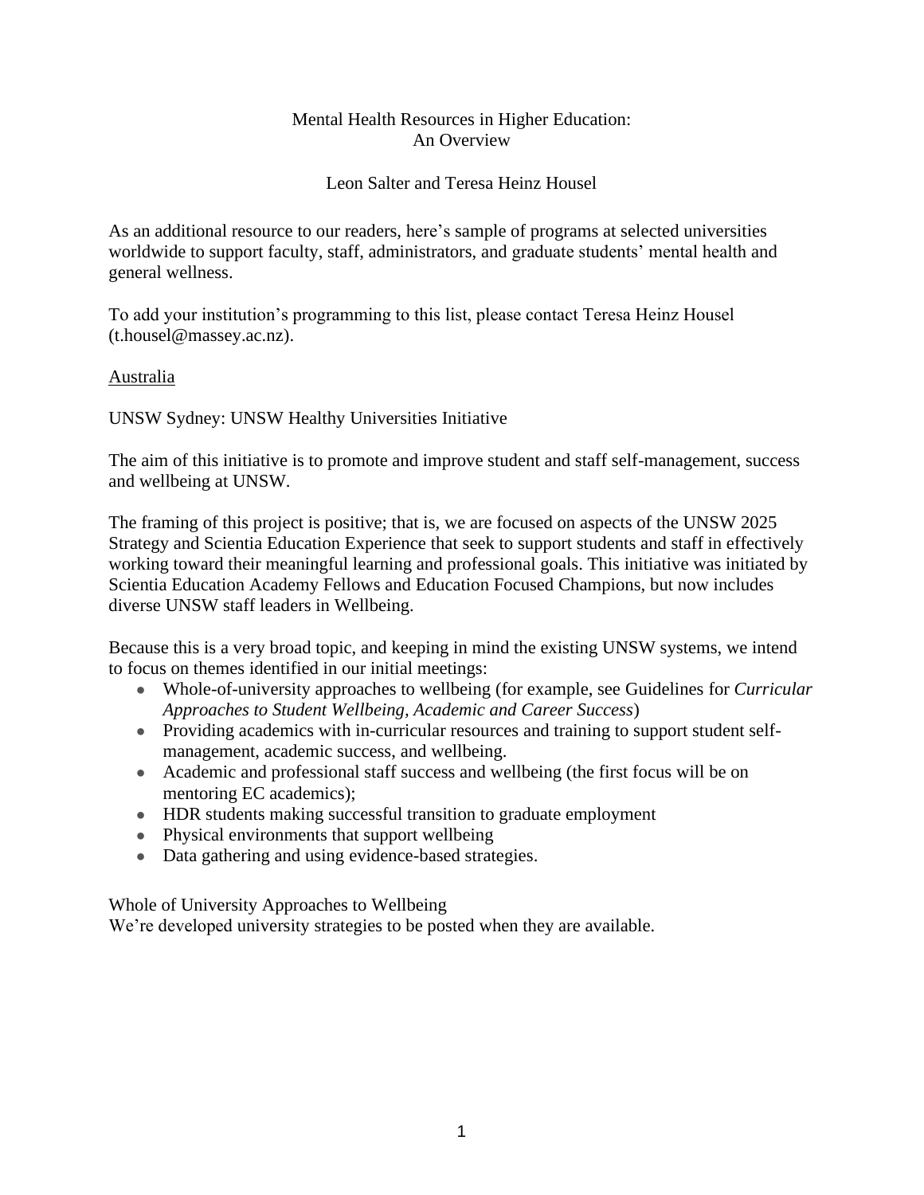# Mental Health Resources in Higher Education: An Overview

Leon Salter and Teresa Heinz Housel

As an additional resource to our readers, here's sample of programs at selected universities worldwide to support faculty, staff, administrators, and graduate students' mental health and general wellness.

To add your institution's programming to this list, please contact Teresa Heinz Housel (t.housel@massey.ac.nz).

## Australia

### UNSW Sydney: UNSW Healthy Universities Initiative

The aim of this initiative is to promote and improve student and staff self-management, success and wellbeing at UNSW.

The framing of this project is positive; that is, we are focused on aspects of the UNSW 2025 Strategy and Scientia Education Experience that seek to support students and staff in effectively working toward their meaningful learning and professional goals. This initiative was initiated by Scientia Education Academy Fellows and Education Focused Champions, but now includes diverse UNSW staff leaders in Wellbeing.

Because this is a very broad topic, and keeping in mind the existing UNSW systems, we intend to focus on themes identified in our initial meetings:

- Whole-of-university approaches to wellbeing (for example, see Guidelines for *Curricular Approaches to Student Wellbeing, Academic and Career Success*)
- Providing academics with in-curricular resources and training to support student self-management, academic success, and wellbeing.
- Academic and professional staff success and wellbeing (the first focus will be on mentoring EC academics);
- HDR students making successful transition to graduate employment
- Physical environments that support wellbeing
- Data gathering and using evidence-based strategies.

#### Whole of University Approaches to Wellbeing

We're developed university strategies to be posted when they are available.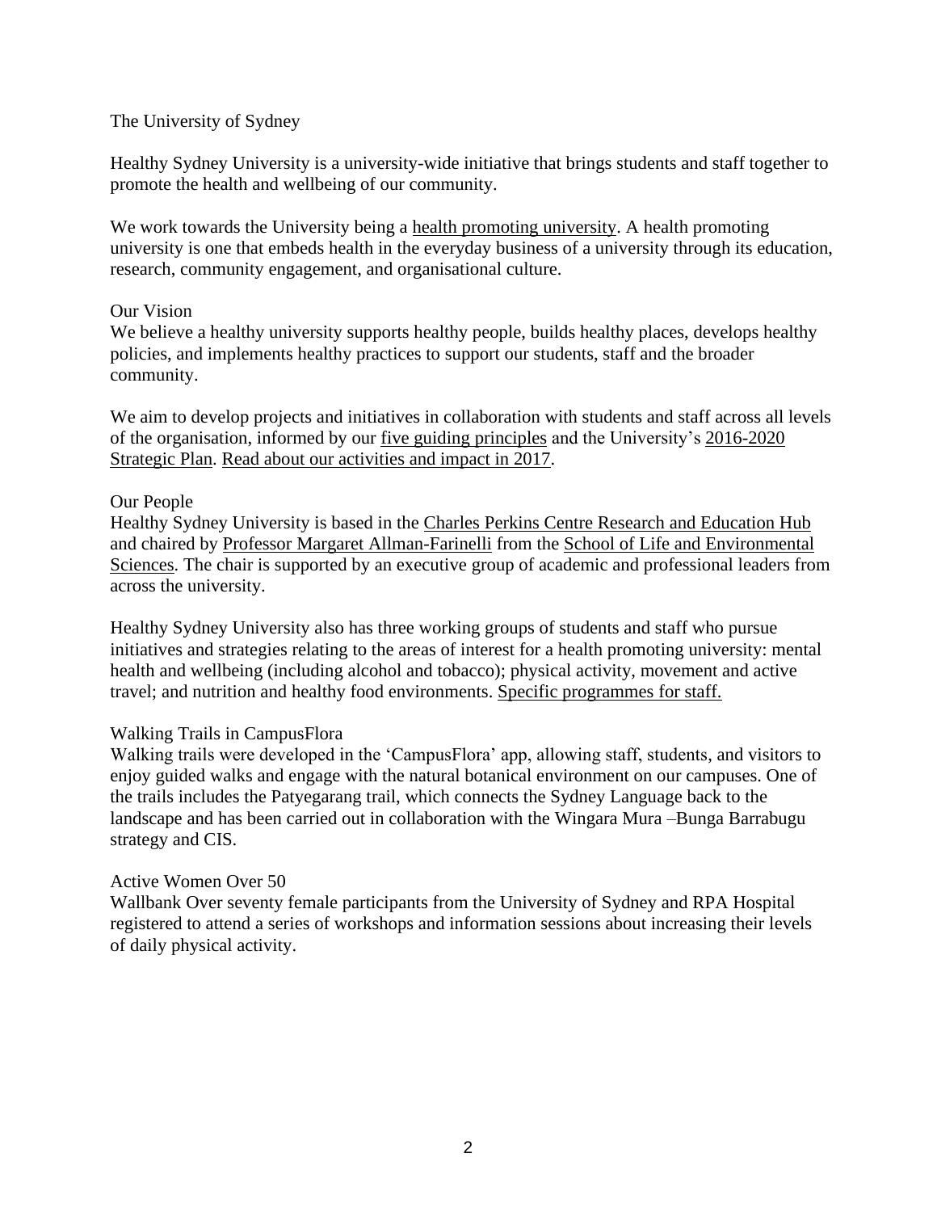The University of Sydney

Healthy Sydney University is a university-wide initiative that brings students and staff together to promote the health and wellbeing of our community.

We work towards the University being a health promoting university. A health promoting university is one that embeds health in the everyday business of a university through its education, research, community engagement, and organisational culture.

## Our Vision

We believe a healthy university supports healthy people, builds healthy places, develops healthy policies, and implements healthy practices to support our students, staff and the broader community.

We aim to develop projects and initiatives in collaboration with students and staff across all levels of the organisation, informed by our five guiding principles and the University's 2016-2020 Strategic Plan. Read about our activities and impact in 2017.

## Our People

Healthy Sydney University is based in the Charles Perkins Centre Research and Education Hub and chaired by Professor Margaret Allman-Farinelli from the School of Life and Environmental Sciences. The chair is supported by an executive group of academic and professional leaders from across the university.

Healthy Sydney University also has three working groups of students and staff who pursue initiatives and strategies relating to the areas of interest for a health promoting university: mental health and wellbeing (including alcohol and tobacco); physical activity, movement and active travel; and nutrition and healthy food environments. Specific programmes for staff.

## Walking Trails in CampusFlora

Walking trails were developed in the 'CampusFlora' app, allowing staff, students, and visitors to enjoy guided walks and engage with the natural botanical environment on our campuses. One of the trails includes the Patyegarang trail, which connects the Sydney Language back to the landscape and has been carried out in collaboration with the Wingara Mura –Bunga Barrabugu strategy and CIS.

## Active Women Over 50

Wallbank Over seventy female participants from the University of Sydney and RPA Hospital registered to attend a series of workshops and information sessions about increasing their levels of daily physical activity.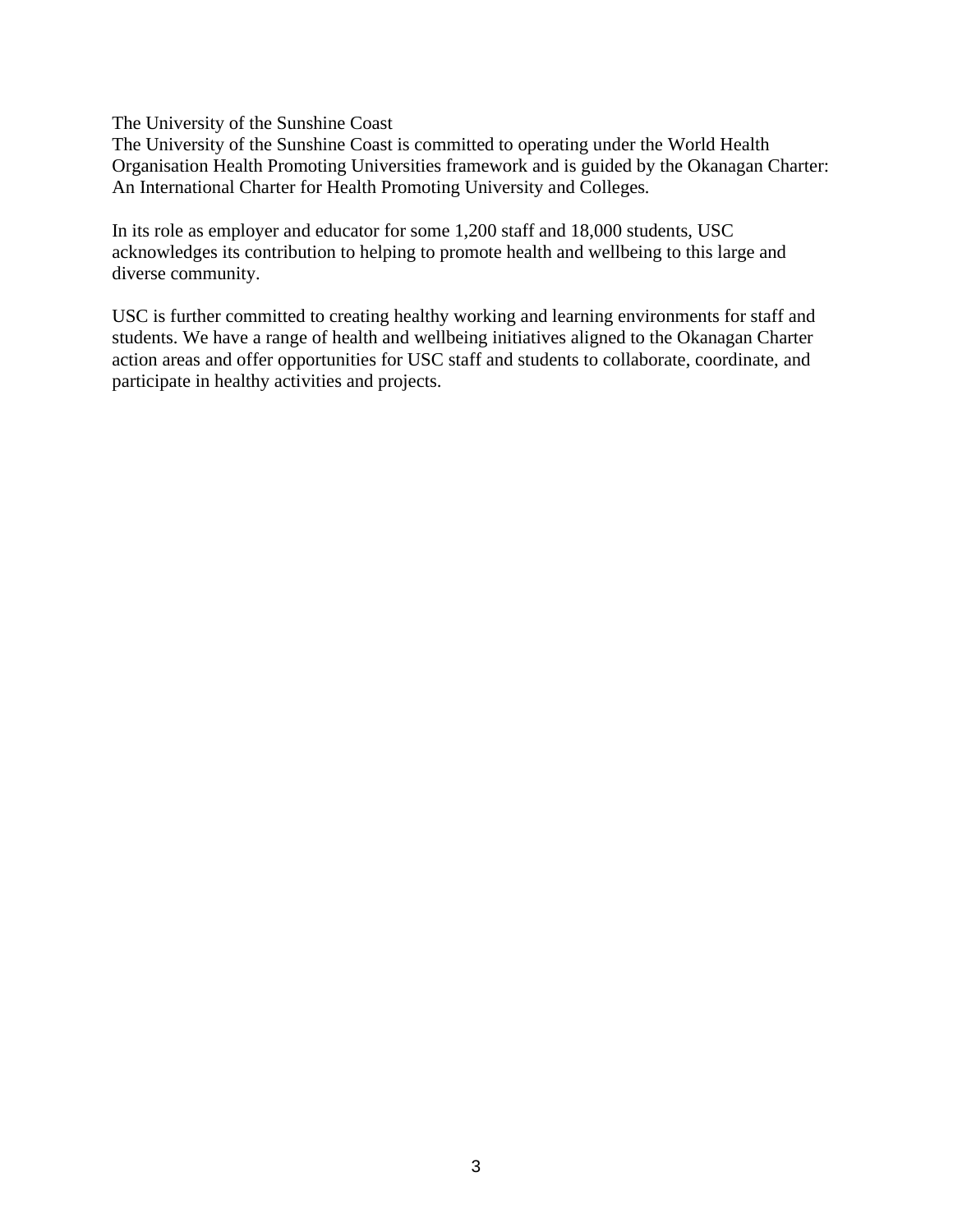The University of the Sunshine Coast

The University of the Sunshine Coast is committed to operating under the World Health Organisation Health Promoting Universities framework and is guided by the Okanagan Charter: An International Charter for Health Promoting University and Colleges.

In its role as employer and educator for some 1,200 staff and 18,000 students, USC acknowledges its contribution to helping to promote health and wellbeing to this large and diverse community.

USC is further committed to creating healthy working and learning environments for staff and students. We have a range of health and wellbeing initiatives aligned to the Okanagan Charter action areas and offer opportunities for USC staff and students to collaborate, coordinate, and participate in healthy activities and projects.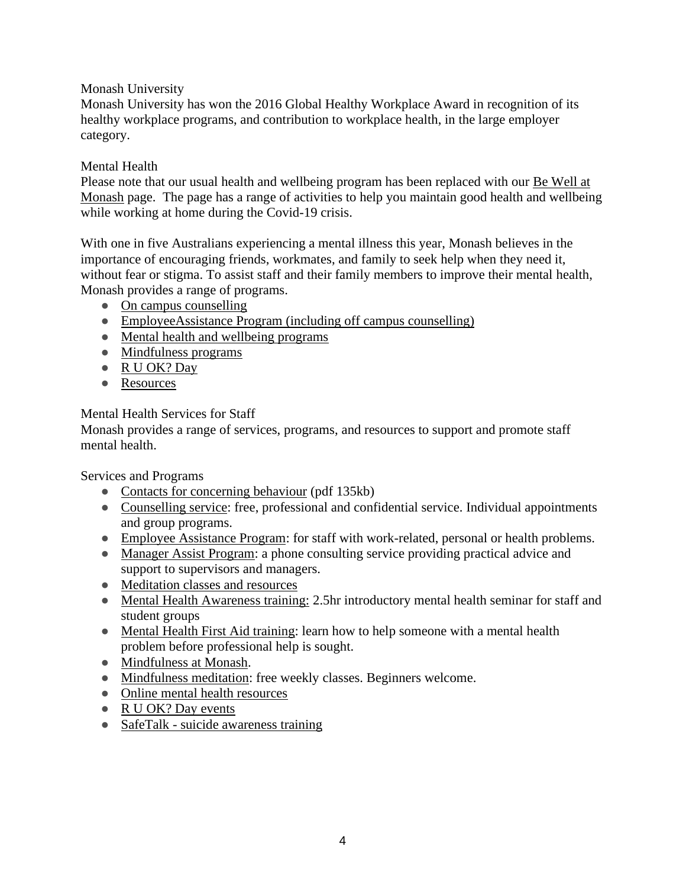Monash University

Monash University has won the 2016 Global Healthy Workplace Award in recognition of its healthy workplace programs, and contribution to workplace health, in the large employer category.

Mental Health

Please note that our usual health and wellbeing program has been replaced with our Be Well at Monash page. The page has a range of activities to help you maintain good health and wellbeing while working at home during the Covid-19 crisis.

With one in five Australians experiencing a mental illness this year, Monash believes in the importance of encouraging friends, workmates, and family to seek help when they need it, without fear or stigma. To assist staff and their family members to improve their mental health, Monash provides a range of programs.

- On campus counselling
- EmployeeAssistance Program (including off campus counselling)
- Mental health and wellbeing programs
- Mindfulness programs
- R U OK? Day
- Resources

Mental Health Services for Staff

Monash provides a range of services, programs, and resources to support and promote staff mental health.

Services and Programs

- Contacts for concerning behaviour (pdf 135kb)
- Counselling service: free, professional and confidential service. Individual appointments and group programs.
- Employee Assistance Program: for staff with work-related, personal or health problems.
- Manager Assist Program: a phone consulting service providing practical advice and support to supervisors and managers.
- Meditation classes and resources
- Mental Health Awareness training: 2.5hr introductory mental health seminar for staff and student groups
- Mental Health First Aid training: learn how to help someone with a mental health problem before professional help is sought.
- Mindfulness at Monash.
- Mindfulness meditation: free weekly classes. Beginners welcome.
- Online mental health resources
- R U OK? Day events
- SafeTalk - suicide awareness training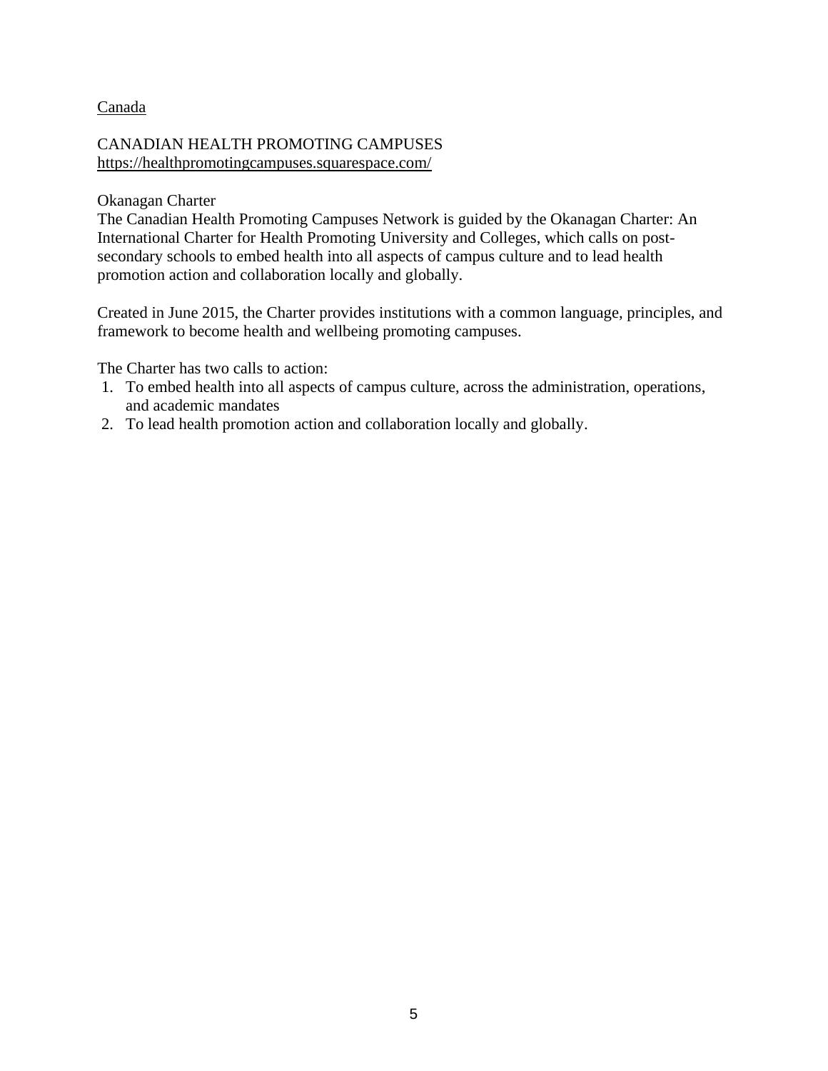Canada

CANADIAN HEALTH PROMOTING CAMPUSES
https://healthpromotingcampuses.squarespace.com/

Okanagan Charter

The Canadian Health Promoting Campuses Network is guided by the Okanagan Charter: An International Charter for Health Promoting University and Colleges, which calls on post-secondary schools to embed health into all aspects of campus culture and to lead health promotion action and collaboration locally and globally.

Created in June 2015, the Charter provides institutions with a common language, principles, and framework to become health and wellbeing promoting campuses.

The Charter has two calls to action:

1. To embed health into all aspects of campus culture, across the administration, operations, and academic mandates
2. To lead health promotion action and collaboration locally and globally.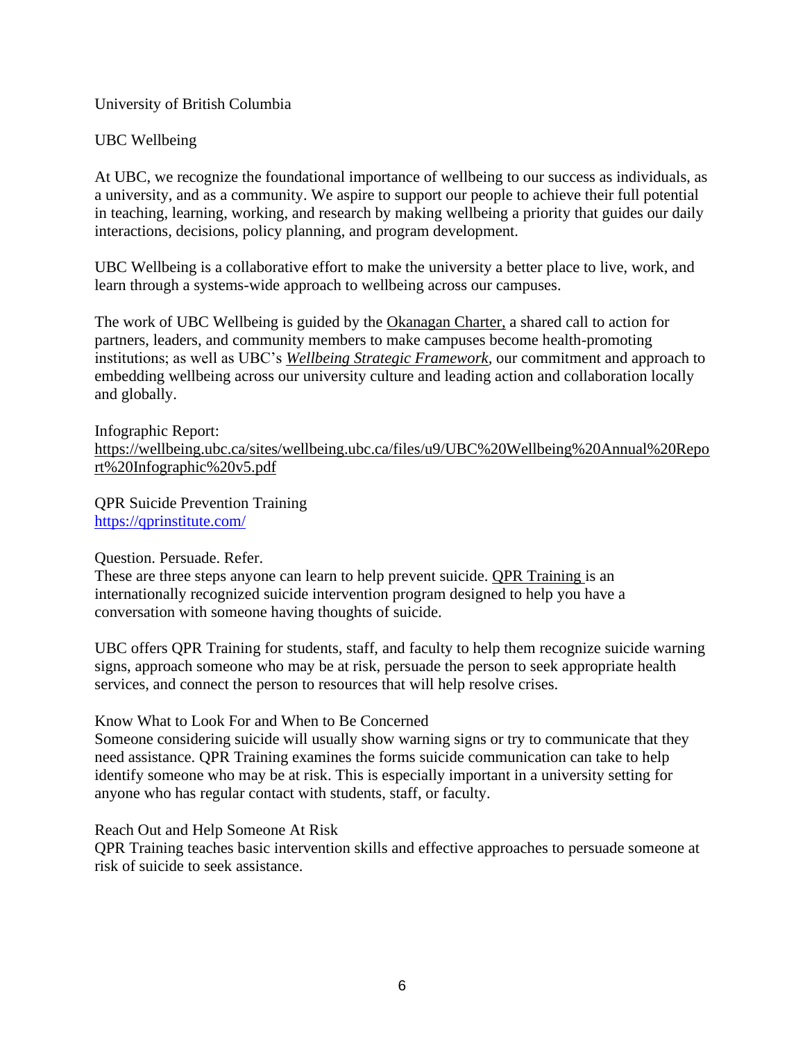University of British Columbia

UBC Wellbeing

At UBC, we recognize the foundational importance of wellbeing to our success as individuals, as a university, and as a community. We aspire to support our people to achieve their full potential in teaching, learning, working, and research by making wellbeing a priority that guides our daily interactions, decisions, policy planning, and program development.

UBC Wellbeing is a collaborative effort to make the university a better place to live, work, and learn through a systems-wide approach to wellbeing across our campuses.

The work of UBC Wellbeing is guided by the Okanagan Charter, a shared call to action for partners, leaders, and community members to make campuses become health-promoting institutions; as well as UBC's *Wellbeing Strategic Framework*, our commitment and approach to embedding wellbeing across our university culture and leading action and collaboration locally and globally.

Infographic Report:
https://wellbeing.ubc.ca/sites/wellbeing.ubc.ca/files/u9/UBC%20Wellbeing%20Annual%20Report%20Infographic%20v5.pdf

QPR Suicide Prevention Training
https://qprinstitute.com/

Question. Persuade. Refer.
These are three steps anyone can learn to help prevent suicide. QPR Training is an internationally recognized suicide intervention program designed to help you have a conversation with someone having thoughts of suicide.

UBC offers QPR Training for students, staff, and faculty to help them recognize suicide warning signs, approach someone who may be at risk, persuade the person to seek appropriate health services, and connect the person to resources that will help resolve crises.

Know What to Look For and When to Be Concerned
Someone considering suicide will usually show warning signs or try to communicate that they need assistance. QPR Training examines the forms suicide communication can take to help identify someone who may be at risk. This is especially important in a university setting for anyone who has regular contact with students, staff, or faculty.

Reach Out and Help Someone At Risk
QPR Training teaches basic intervention skills and effective approaches to persuade someone at risk of suicide to seek assistance.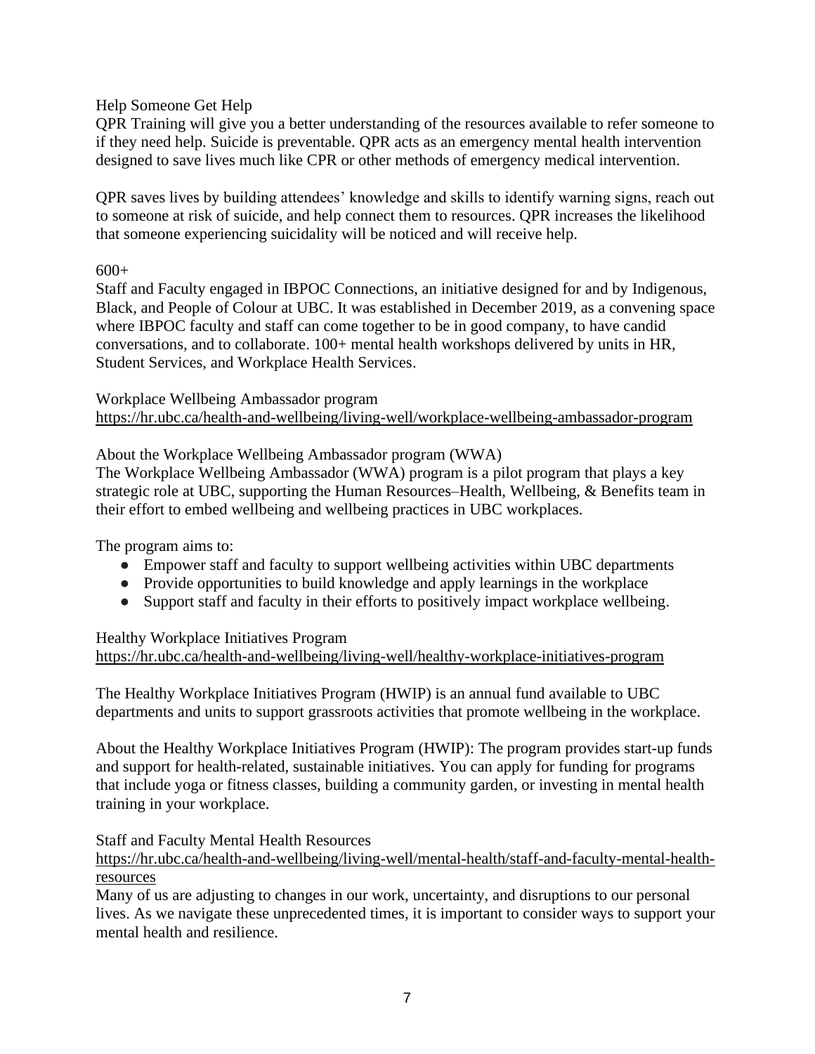Help Someone Get Help

QPR Training will give you a better understanding of the resources available to refer someone to if they need help. Suicide is preventable. QPR acts as an emergency mental health intervention designed to save lives much like CPR or other methods of emergency medical intervention.

QPR saves lives by building attendees' knowledge and skills to identify warning signs, reach out to someone at risk of suicide, and help connect them to resources. QPR increases the likelihood that someone experiencing suicidality will be noticed and will receive help.

600+

Staff and Faculty engaged in IBPOC Connections, an initiative designed for and by Indigenous, Black, and People of Colour at UBC. It was established in December 2019, as a convening space where IBPOC faculty and staff can come together to be in good company, to have candid conversations, and to collaborate. 100+ mental health workshops delivered by units in HR, Student Services, and Workplace Health Services.

Workplace Wellbeing Ambassador program
https://hr.ubc.ca/health-and-wellbeing/living-well/workplace-wellbeing-ambassador-program

About the Workplace Wellbeing Ambassador program (WWA)

The Workplace Wellbeing Ambassador (WWA) program is a pilot program that plays a key strategic role at UBC, supporting the Human Resources–Health, Wellbeing, & Benefits team in their effort to embed wellbeing and wellbeing practices in UBC workplaces.

The program aims to:

- Empower staff and faculty to support wellbeing activities within UBC departments
- Provide opportunities to build knowledge and apply learnings in the workplace
- Support staff and faculty in their efforts to positively impact workplace wellbeing.

Healthy Workplace Initiatives Program
https://hr.ubc.ca/health-and-wellbeing/living-well/healthy-workplace-initiatives-program

The Healthy Workplace Initiatives Program (HWIP) is an annual fund available to UBC departments and units to support grassroots activities that promote wellbeing in the workplace.

About the Healthy Workplace Initiatives Program (HWIP): The program provides start-up funds and support for health-related, sustainable initiatives. You can apply for funding for programs that include yoga or fitness classes, building a community garden, or investing in mental health training in your workplace.

Staff and Faculty Mental Health Resources
https://hr.ubc.ca/health-and-wellbeing/living-well/mental-health/staff-and-faculty-mental-health-resources

Many of us are adjusting to changes in our work, uncertainty, and disruptions to our personal lives. As we navigate these unprecedented times, it is important to consider ways to support your mental health and resilience.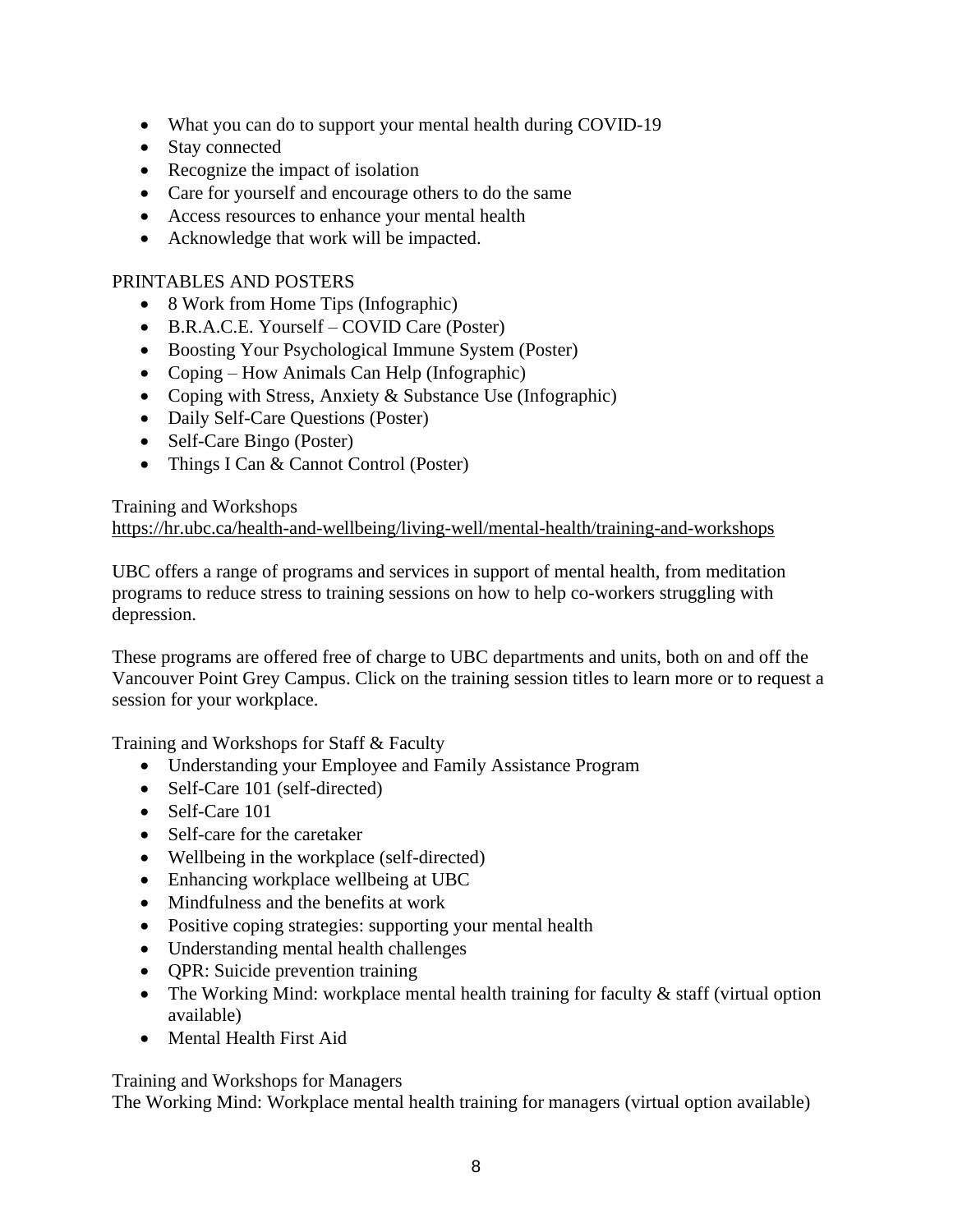- What you can do to support your mental health during COVID-19
- Stay connected
- Recognize the impact of isolation
- Care for yourself and encourage others to do the same
- Access resources to enhance your mental health
- Acknowledge that work will be impacted.

PRINTABLES AND POSTERS

- 8 Work from Home Tips (Infographic)
- B.R.A.C.E. Yourself – COVID Care (Poster)
- Boosting Your Psychological Immune System (Poster)
- Coping – How Animals Can Help (Infographic)
- Coping with Stress, Anxiety & Substance Use (Infographic)
- Daily Self-Care Questions (Poster)
- Self-Care Bingo (Poster)
- Things I Can & Cannot Control (Poster)

Training and Workshops
https://hr.ubc.ca/health-and-wellbeing/living-well/mental-health/training-and-workshops

UBC offers a range of programs and services in support of mental health, from meditation programs to reduce stress to training sessions on how to help co-workers struggling with depression.

These programs are offered free of charge to UBC departments and units, both on and off the Vancouver Point Grey Campus. Click on the training session titles to learn more or to request a session for your workplace.

Training and Workshops for Staff & Faculty

- Understanding your Employee and Family Assistance Program
- Self-Care 101 (self-directed)
- Self-Care 101
- Self-care for the caretaker
- Wellbeing in the workplace (self-directed)
- Enhancing workplace wellbeing at UBC
- Mindfulness and the benefits at work
- Positive coping strategies: supporting your mental health
- Understanding mental health challenges
- QPR: Suicide prevention training
- The Working Mind: workplace mental health training for faculty & staff (virtual option available)
- Mental Health First Aid

Training and Workshops for Managers
The Working Mind: Workplace mental health training for managers (virtual option available)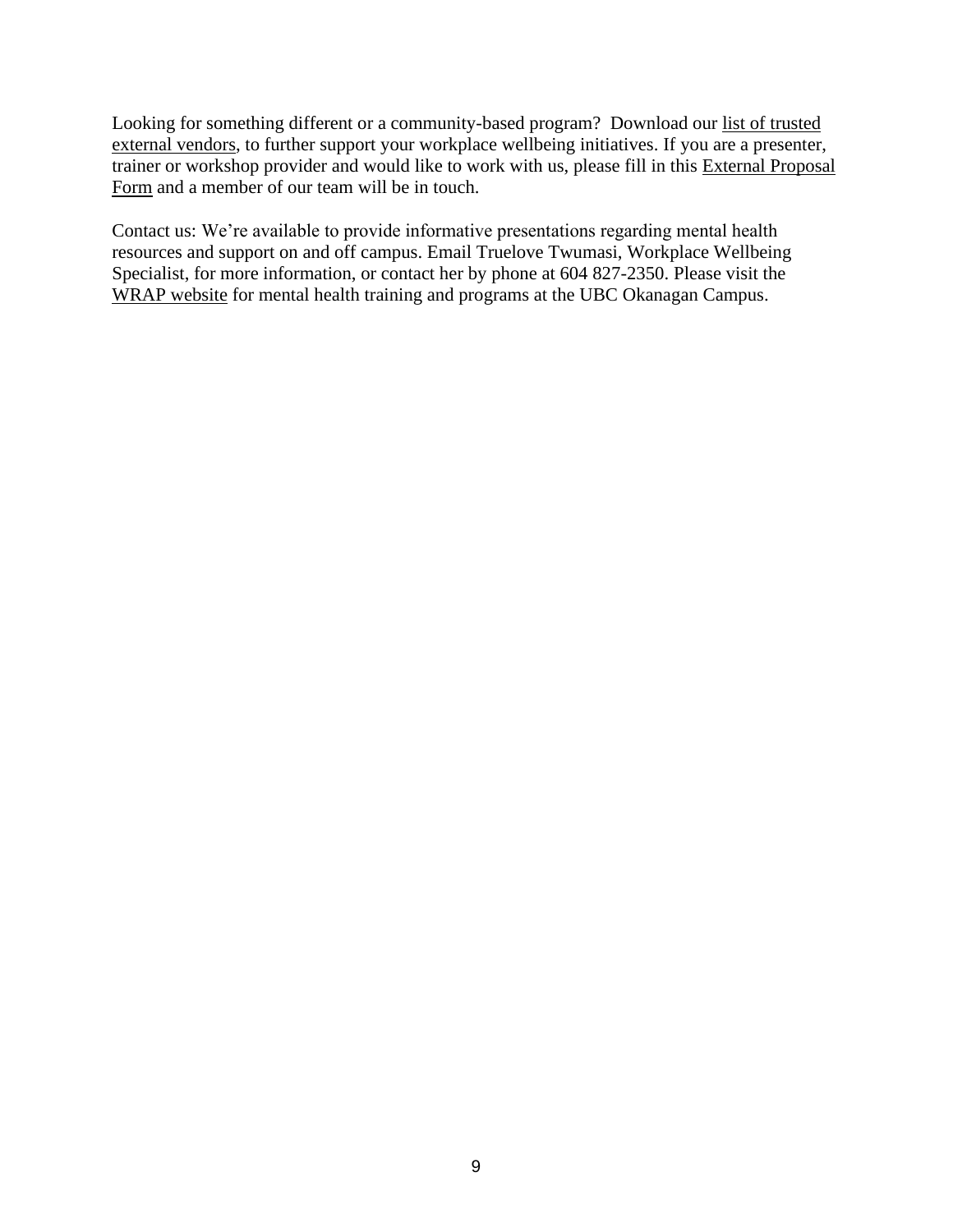Looking for something different or a community-based program? Download our list of trusted external vendors, to further support your workplace wellbeing initiatives. If you are a presenter, trainer or workshop provider and would like to work with us, please fill in this External Proposal Form and a member of our team will be in touch.

Contact us: We're available to provide informative presentations regarding mental health resources and support on and off campus. Email Truelove Twumasi, Workplace Wellbeing Specialist, for more information, or contact her by phone at 604 827-2350. Please visit the WRAP website for mental health training and programs at the UBC Okanagan Campus.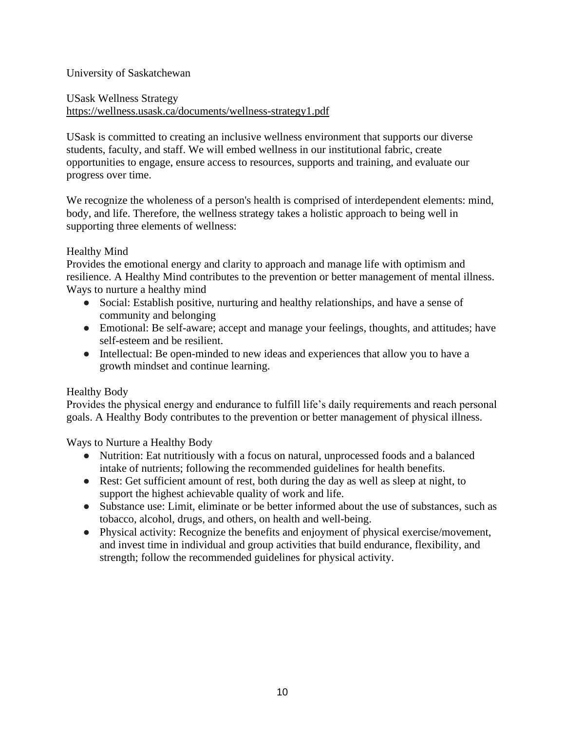University of Saskatchewan

USask Wellness Strategy
https://wellness.usask.ca/documents/wellness-strategy1.pdf

USask is committed to creating an inclusive wellness environment that supports our diverse students, faculty, and staff. We will embed wellness in our institutional fabric, create opportunities to engage, ensure access to resources, supports and training, and evaluate our progress over time.

We recognize the wholeness of a person's health is comprised of interdependent elements: mind, body, and life. Therefore, the wellness strategy takes a holistic approach to being well in supporting three elements of wellness:

Healthy Mind
Provides the emotional energy and clarity to approach and manage life with optimism and resilience. A Healthy Mind contributes to the prevention or better management of mental illness.
Ways to nurture a healthy mind

- Social: Establish positive, nurturing and healthy relationships, and have a sense of community and belonging
- Emotional: Be self-aware; accept and manage your feelings, thoughts, and attitudes; have self-esteem and be resilient.
- Intellectual: Be open-minded to new ideas and experiences that allow you to have a growth mindset and continue learning.

Healthy Body
Provides the physical energy and endurance to fulfill life's daily requirements and reach personal goals. A Healthy Body contributes to the prevention or better management of physical illness.

Ways to Nurture a Healthy Body

- Nutrition: Eat nutritiously with a focus on natural, unprocessed foods and a balanced intake of nutrients; following the recommended guidelines for health benefits.
- Rest: Get sufficient amount of rest, both during the day as well as sleep at night, to support the highest achievable quality of work and life.
- Substance use: Limit, eliminate or be better informed about the use of substances, such as tobacco, alcohol, drugs, and others, on health and well-being.
- Physical activity: Recognize the benefits and enjoyment of physical exercise/movement, and invest time in individual and group activities that build endurance, flexibility, and strength; follow the recommended guidelines for physical activity.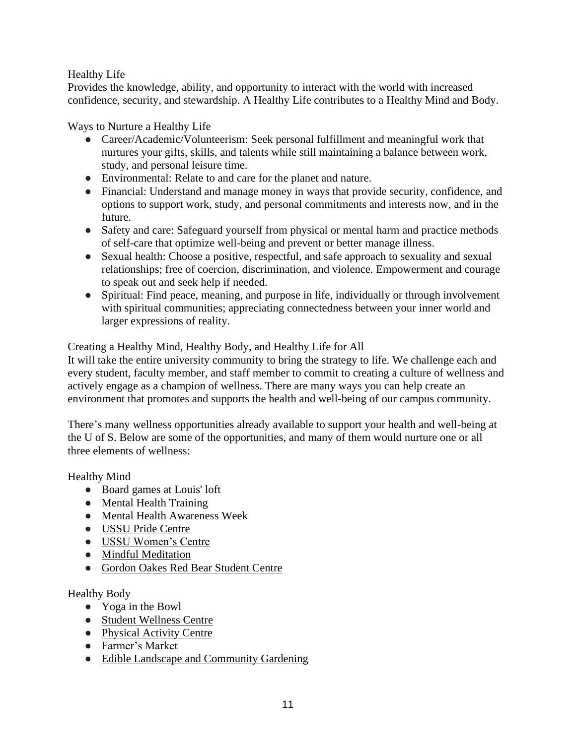## Healthy Life

Provides the knowledge, ability, and opportunity to interact with the world with increased confidence, security, and stewardship. A Healthy Life contributes to a Healthy Mind and Body.

### Ways to Nurture a Healthy Life

- Career/Academic/Volunteerism: Seek personal fulfillment and meaningful work that nurtures your gifts, skills, and talents while still maintaining a balance between work, study, and personal leisure time.
- Environmental: Relate to and care for the planet and nature.
- Financial: Understand and manage money in ways that provide security, confidence, and options to support work, study, and personal commitments and interests now, and in the future.
- Safety and care: Safeguard yourself from physical or mental harm and practice methods of self-care that optimize well-being and prevent or better manage illness.
- Sexual health: Choose a positive, respectful, and safe approach to sexuality and sexual relationships; free of coercion, discrimination, and violence. Empowerment and courage to speak out and seek help if needed.
- Spiritual: Find peace, meaning, and purpose in life, individually or through involvement with spiritual communities; appreciating connectedness between your inner world and larger expressions of reality.

## Creating a Healthy Mind, Healthy Body, and Healthy Life for All

It will take the entire university community to bring the strategy to life. We challenge each and every student, faculty member, and staff member to commit to creating a culture of wellness and actively engage as a champion of wellness. There are many ways you can help create an environment that promotes and supports the health and well-being of our campus community.

There's many wellness opportunities already available to support your health and well-being at the U of S. Below are some of the opportunities, and many of them would nurture one or all three elements of wellness:

### Healthy Mind

- Board games at Louis' loft
- Mental Health Training
- Mental Health Awareness Week
- USSU Pride Centre
- USSU Women's Centre
- Mindful Meditation
- Gordon Oakes Red Bear Student Centre

### Healthy Body

- Yoga in the Bowl
- Student Wellness Centre
- Physical Activity Centre
- Farmer's Market
- Edible Landscape and Community Gardening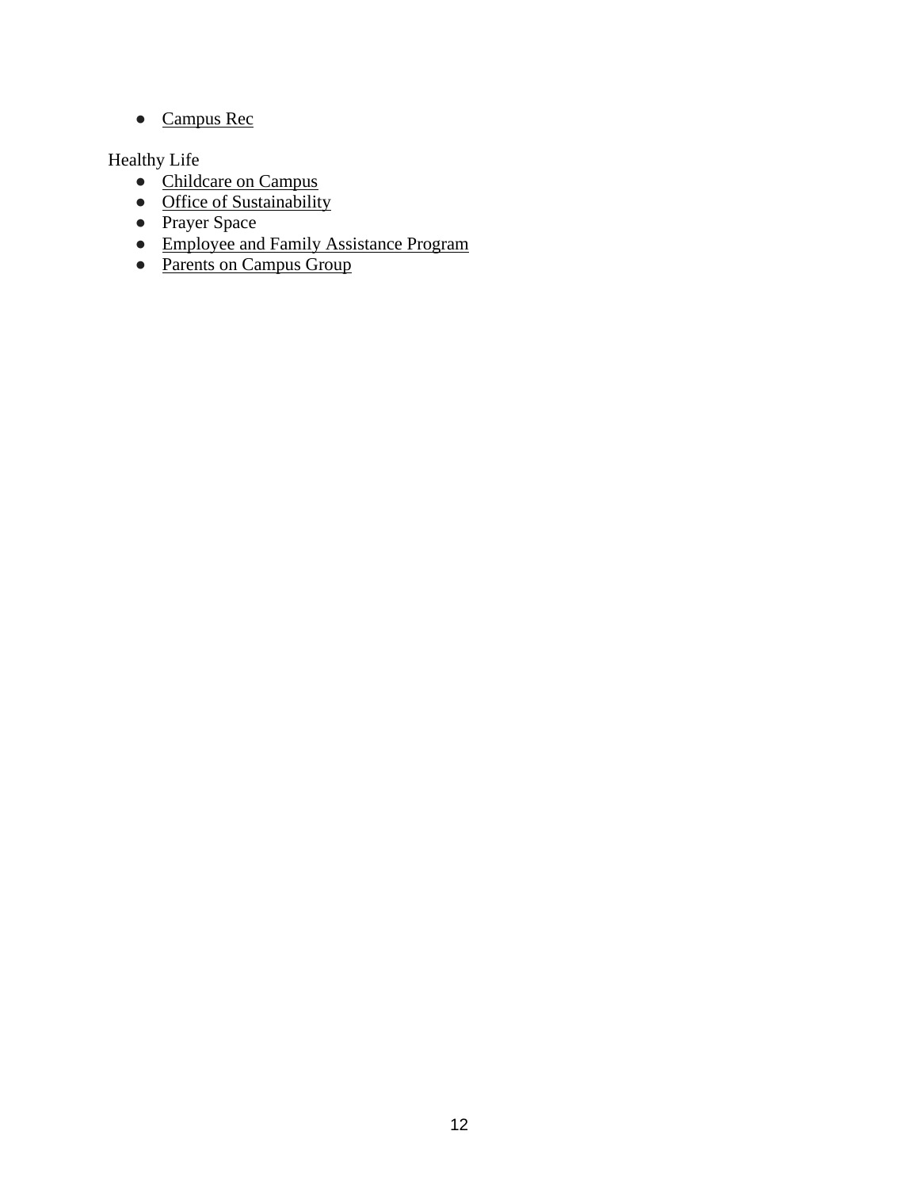- Campus Rec

Healthy Life

- Childcare on Campus
- Office of Sustainability
- Prayer Space
- Employee and Family Assistance Program
- Parents on Campus Group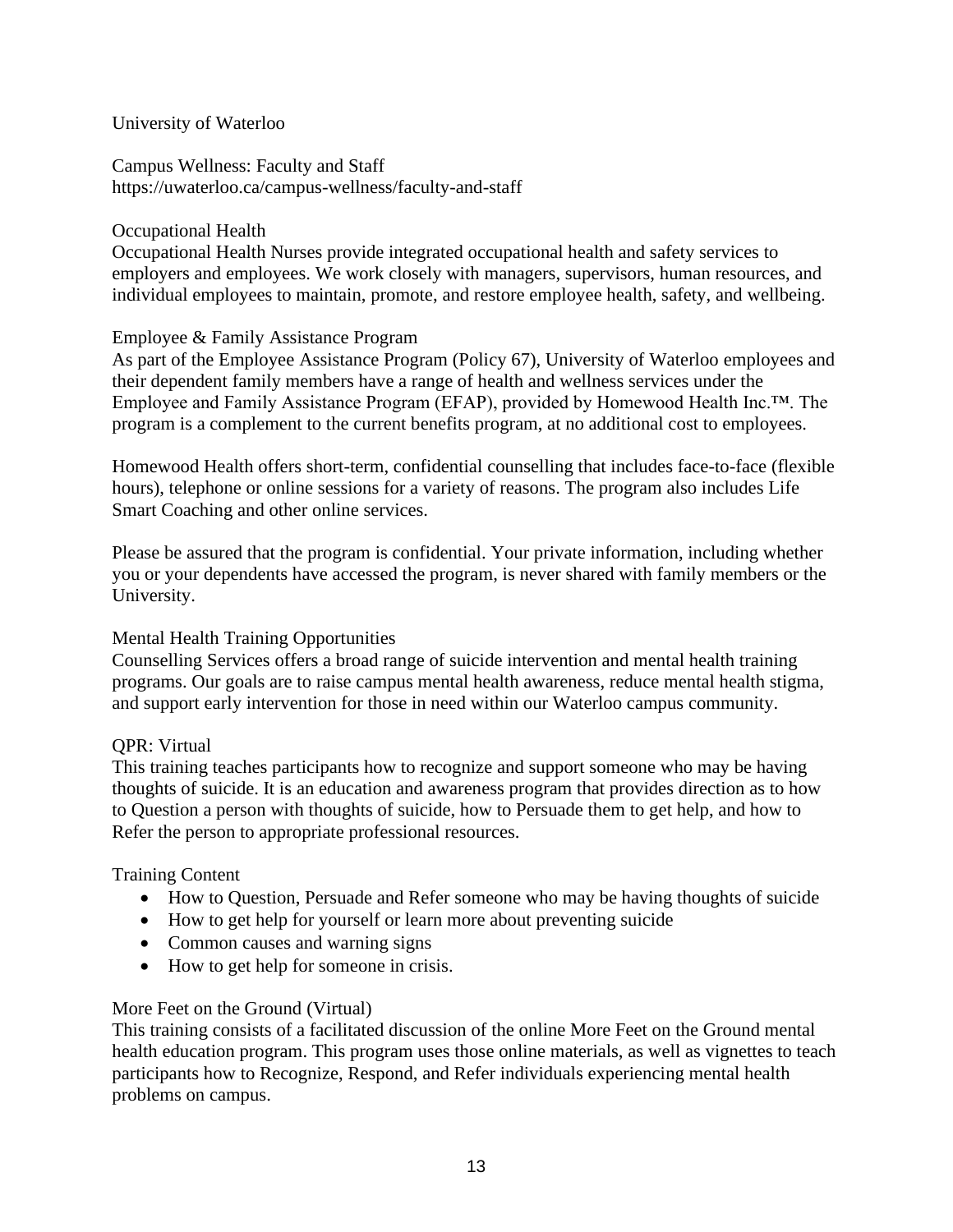University of Waterloo

Campus Wellness: Faculty and Staff
https://uwaterloo.ca/campus-wellness/faculty-and-staff

Occupational Health
Occupational Health Nurses provide integrated occupational health and safety services to employers and employees. We work closely with managers, supervisors, human resources, and individual employees to maintain, promote, and restore employee health, safety, and wellbeing.

Employee & Family Assistance Program
As part of the Employee Assistance Program (Policy 67), University of Waterloo employees and their dependent family members have a range of health and wellness services under the Employee and Family Assistance Program (EFAP), provided by Homewood Health Inc.™. The program is a complement to the current benefits program, at no additional cost to employees.

Homewood Health offers short-term, confidential counselling that includes face-to-face (flexible hours), telephone or online sessions for a variety of reasons. The program also includes Life Smart Coaching and other online services.

Please be assured that the program is confidential. Your private information, including whether you or your dependents have accessed the program, is never shared with family members or the University.

Mental Health Training Opportunities
Counselling Services offers a broad range of suicide intervention and mental health training programs. Our goals are to raise campus mental health awareness, reduce mental health stigma, and support early intervention for those in need within our Waterloo campus community.

QPR: Virtual
This training teaches participants how to recognize and support someone who may be having thoughts of suicide. It is an education and awareness program that provides direction as to how to Question a person with thoughts of suicide, how to Persuade them to get help, and how to Refer the person to appropriate professional resources.

Training Content

- How to Question, Persuade and Refer someone who may be having thoughts of suicide
- How to get help for yourself or learn more about preventing suicide
- Common causes and warning signs
- How to get help for someone in crisis.

More Feet on the Ground (Virtual)
This training consists of a facilitated discussion of the online More Feet on the Ground mental health education program. This program uses those online materials, as well as vignettes to teach participants how to Recognize, Respond, and Refer individuals experiencing mental health problems on campus.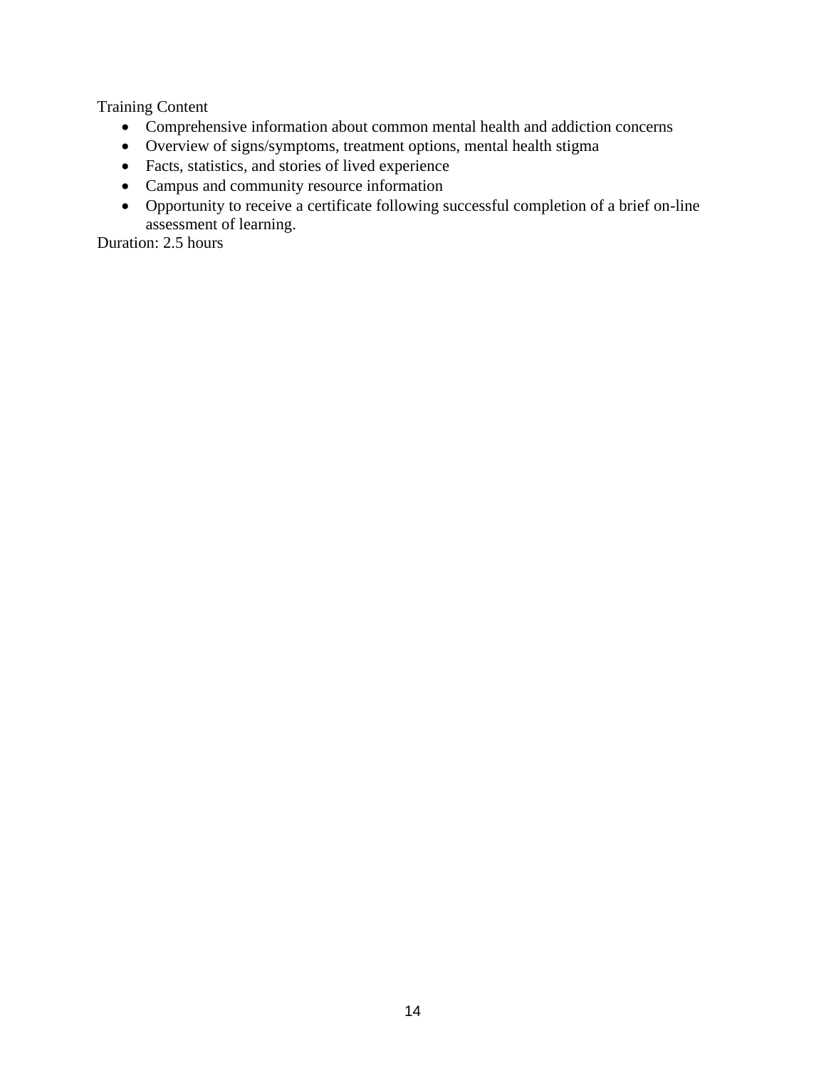Training Content

- Comprehensive information about common mental health and addiction concerns
- Overview of signs/symptoms, treatment options, mental health stigma
- Facts, statistics, and stories of lived experience
- Campus and community resource information
- Opportunity to receive a certificate following successful completion of a brief on-line assessment of learning.

Duration: 2.5 hours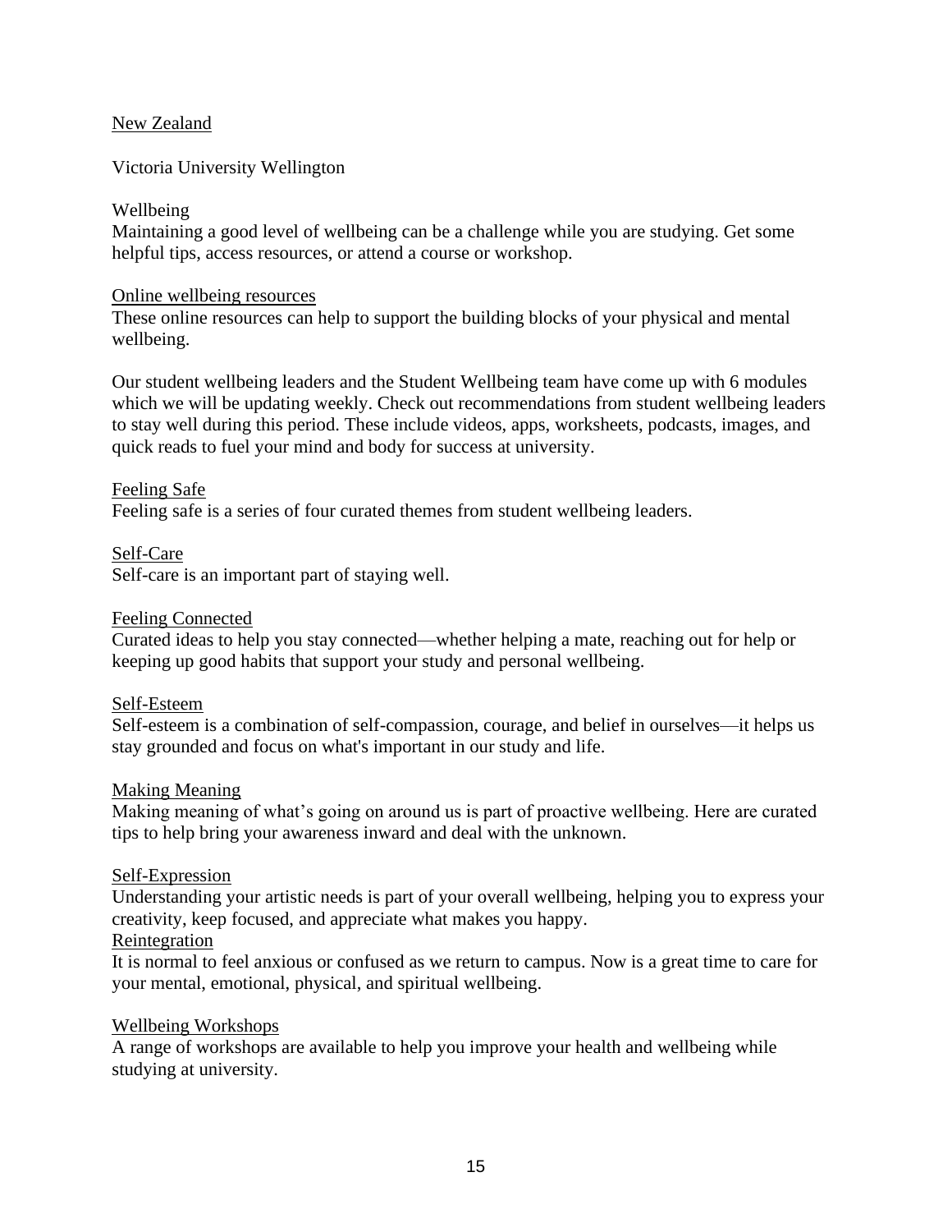New Zealand

Victoria University Wellington

Wellbeing

Maintaining a good level of wellbeing can be a challenge while you are studying. Get some helpful tips, access resources, or attend a course or workshop.

Online wellbeing resources

These online resources can help to support the building blocks of your physical and mental wellbeing.

Our student wellbeing leaders and the Student Wellbeing team have come up with 6 modules which we will be updating weekly. Check out recommendations from student wellbeing leaders to stay well during this period. These include videos, apps, worksheets, podcasts, images, and quick reads to fuel your mind and body for success at university.

Feeling Safe

Feeling safe is a series of four curated themes from student wellbeing leaders.

Self-Care

Self-care is an important part of staying well.

Feeling Connected

Curated ideas to help you stay connected—whether helping a mate, reaching out for help or keeping up good habits that support your study and personal wellbeing.

Self-Esteem

Self-esteem is a combination of self-compassion, courage, and belief in ourselves—it helps us stay grounded and focus on what's important in our study and life.

Making Meaning

Making meaning of what's going on around us is part of proactive wellbeing. Here are curated tips to help bring your awareness inward and deal with the unknown.

Self-Expression

Understanding your artistic needs is part of your overall wellbeing, helping you to express your creativity, keep focused, and appreciate what makes you happy.

Reintegration

It is normal to feel anxious or confused as we return to campus. Now is a great time to care for your mental, emotional, physical, and spiritual wellbeing.

Wellbeing Workshops

A range of workshops are available to help you improve your health and wellbeing while studying at university.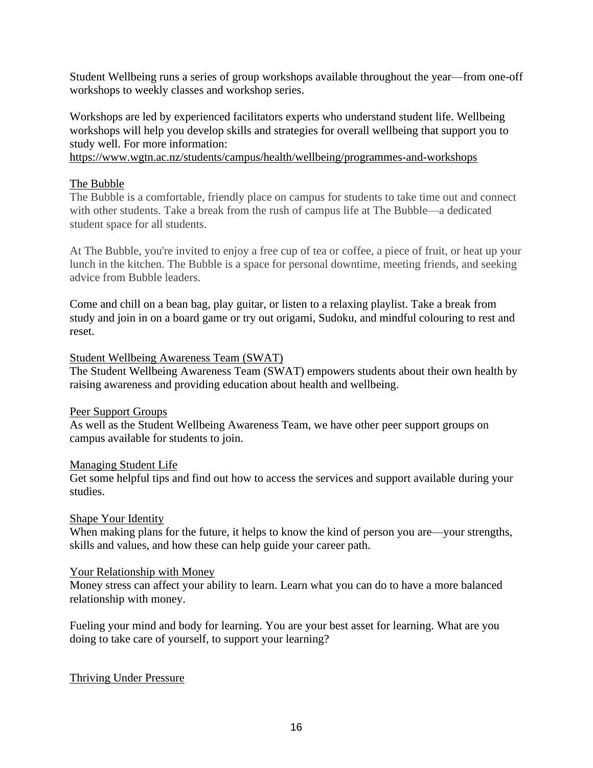Student Wellbeing runs a series of group workshops available throughout the year—from one-off workshops to weekly classes and workshop series.

Workshops are led by experienced facilitators experts who understand student life. Wellbeing workshops will help you develop skills and strategies for overall wellbeing that support you to study well. For more information:
https://www.wgtn.ac.nz/students/campus/health/wellbeing/programmes-and-workshops

The Bubble

The Bubble is a comfortable, friendly place on campus for students to take time out and connect with other students. Take a break from the rush of campus life at The Bubble—a dedicated student space for all students.

At The Bubble, you're invited to enjoy a free cup of tea or coffee, a piece of fruit, or heat up your lunch in the kitchen. The Bubble is a space for personal downtime, meeting friends, and seeking advice from Bubble leaders.

Come and chill on a bean bag, play guitar, or listen to a relaxing playlist. Take a break from study and join in on a board game or try out origami, Sudoku, and mindful colouring to rest and reset.

Student Wellbeing Awareness Team (SWAT)

The Student Wellbeing Awareness Team (SWAT) empowers students about their own health by raising awareness and providing education about health and wellbeing.

Peer Support Groups

As well as the Student Wellbeing Awareness Team, we have other peer support groups on campus available for students to join.

Managing Student Life

Get some helpful tips and find out how to access the services and support available during your studies.

Shape Your Identity

When making plans for the future, it helps to know the kind of person you are—your strengths, skills and values, and how these can help guide your career path.

Your Relationship with Money

Money stress can affect your ability to learn. Learn what you can do to have a more balanced relationship with money.

Fueling your mind and body for learning. You are your best asset for learning. What are you doing to take care of yourself, to support your learning?

Thriving Under Pressure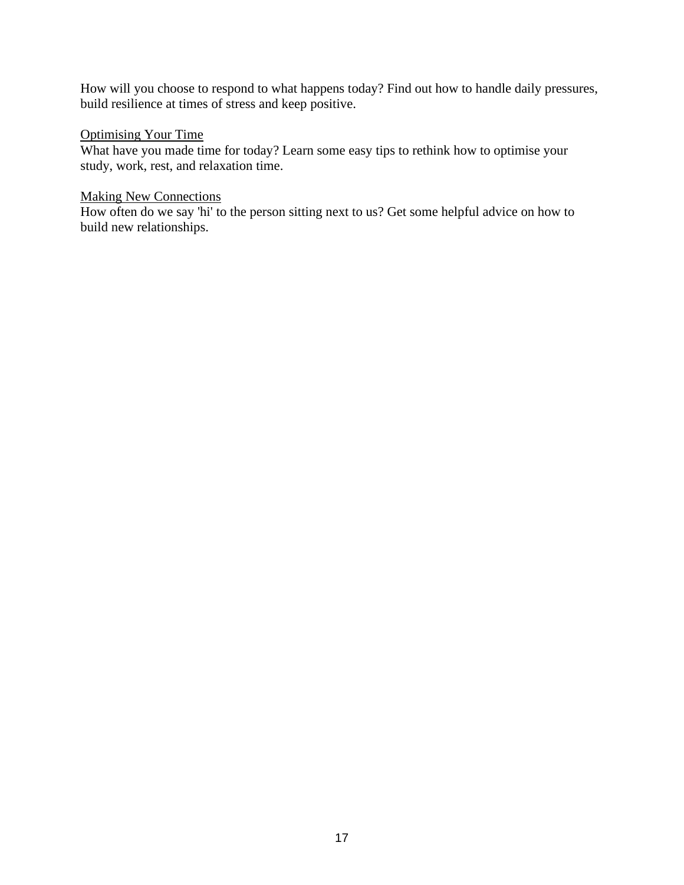How will you choose to respond to what happens today? Find out how to handle daily pressures, build resilience at times of stress and keep positive.

<u>Optimising Your Time</u>
What have you made time for today? Learn some easy tips to rethink how to optimise your study, work, rest, and relaxation time.

<u>Making New Connections</u>
How often do we say 'hi' to the person sitting next to us? Get some helpful advice on how to build new relationships.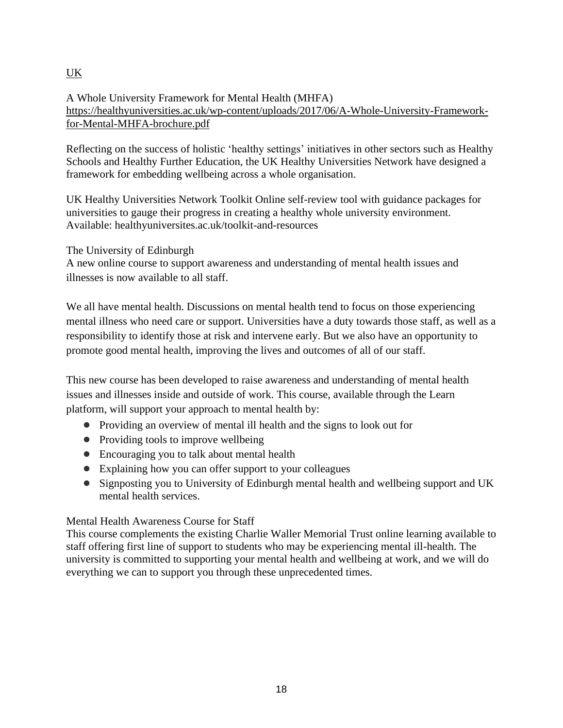UK

A Whole University Framework for Mental Health (MHFA)
https://healthyuniversities.ac.uk/wp-content/uploads/2017/06/A-Whole-University-Framework-for-Mental-MHFA-brochure.pdf

Reflecting on the success of holistic 'healthy settings' initiatives in other sectors such as Healthy Schools and Healthy Further Education, the UK Healthy Universities Network have designed a framework for embedding wellbeing across a whole organisation.

UK Healthy Universities Network Toolkit Online self-review tool with guidance packages for universities to gauge their progress in creating a healthy whole university environment. Available: healthyuniversites.ac.uk/toolkit-and-resources

The University of Edinburgh
A new online course to support awareness and understanding of mental health issues and illnesses is now available to all staff.

We all have mental health. Discussions on mental health tend to focus on those experiencing mental illness who need care or support. Universities have a duty towards those staff, as well as a responsibility to identify those at risk and intervene early. But we also have an opportunity to promote good mental health, improving the lives and outcomes of all of our staff.

This new course has been developed to raise awareness and understanding of mental health issues and illnesses inside and outside of work. This course, available through the Learn platform, will support your approach to mental health by:

- Providing an overview of mental ill health and the signs to look out for
- Providing tools to improve wellbeing
- Encouraging you to talk about mental health
- Explaining how you can offer support to your colleagues
- Signposting you to University of Edinburgh mental health and wellbeing support and UK mental health services.

Mental Health Awareness Course for Staff
This course complements the existing Charlie Waller Memorial Trust online learning available to staff offering first line of support to students who may be experiencing mental ill-health. The university is committed to supporting your mental health and wellbeing at work, and we will do everything we can to support you through these unprecedented times.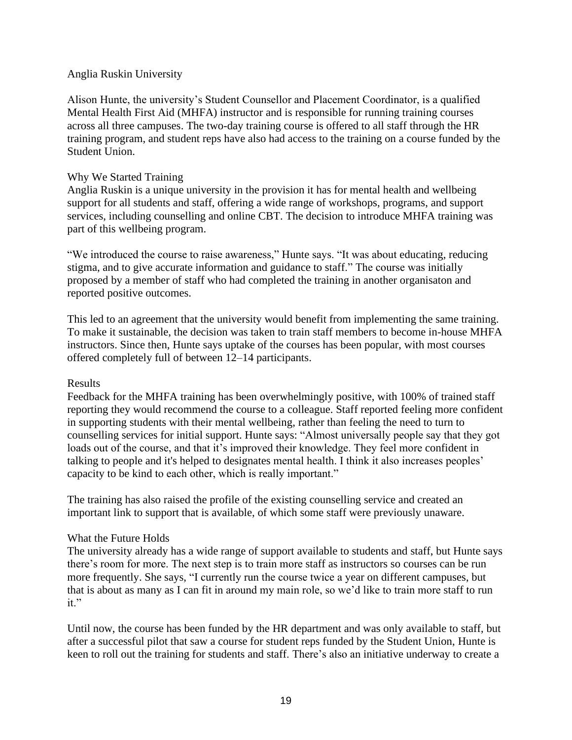## Anglia Ruskin University

Alison Hunte, the university's Student Counsellor and Placement Coordinator, is a qualified Mental Health First Aid (MHFA) instructor and is responsible for running training courses across all three campuses. The two-day training course is offered to all staff through the HR training program, and student reps have also had access to the training on a course funded by the Student Union.

### Why We Started Training

Anglia Ruskin is a unique university in the provision it has for mental health and wellbeing support for all students and staff, offering a wide range of workshops, programs, and support services, including counselling and online CBT. The decision to introduce MHFA training was part of this wellbeing program.

"We introduced the course to raise awareness," Hunte says. "It was about educating, reducing stigma, and to give accurate information and guidance to staff." The course was initially proposed by a member of staff who had completed the training in another organisaton and reported positive outcomes.

This led to an agreement that the university would benefit from implementing the same training. To make it sustainable, the decision was taken to train staff members to become in-house MHFA instructors. Since then, Hunte says uptake of the courses has been popular, with most courses offered completely full of between 12–14 participants.

### Results

Feedback for the MHFA training has been overwhelmingly positive, with 100% of trained staff reporting they would recommend the course to a colleague. Staff reported feeling more confident in supporting students with their mental wellbeing, rather than feeling the need to turn to counselling services for initial support. Hunte says: "Almost universally people say that they got loads out of the course, and that it's improved their knowledge. They feel more confident in talking to people and it's helped to designates mental health. I think it also increases peoples' capacity to be kind to each other, which is really important."

The training has also raised the profile of the existing counselling service and created an important link to support that is available, of which some staff were previously unaware.

### What the Future Holds

The university already has a wide range of support available to students and staff, but Hunte says there's room for more. The next step is to train more staff as instructors so courses can be run more frequently. She says, "I currently run the course twice a year on different campuses, but that is about as many as I can fit in around my main role, so we'd like to train more staff to run it."

Until now, the course has been funded by the HR department and was only available to staff, but after a successful pilot that saw a course for student reps funded by the Student Union, Hunte is keen to roll out the training for students and staff. There's also an initiative underway to create a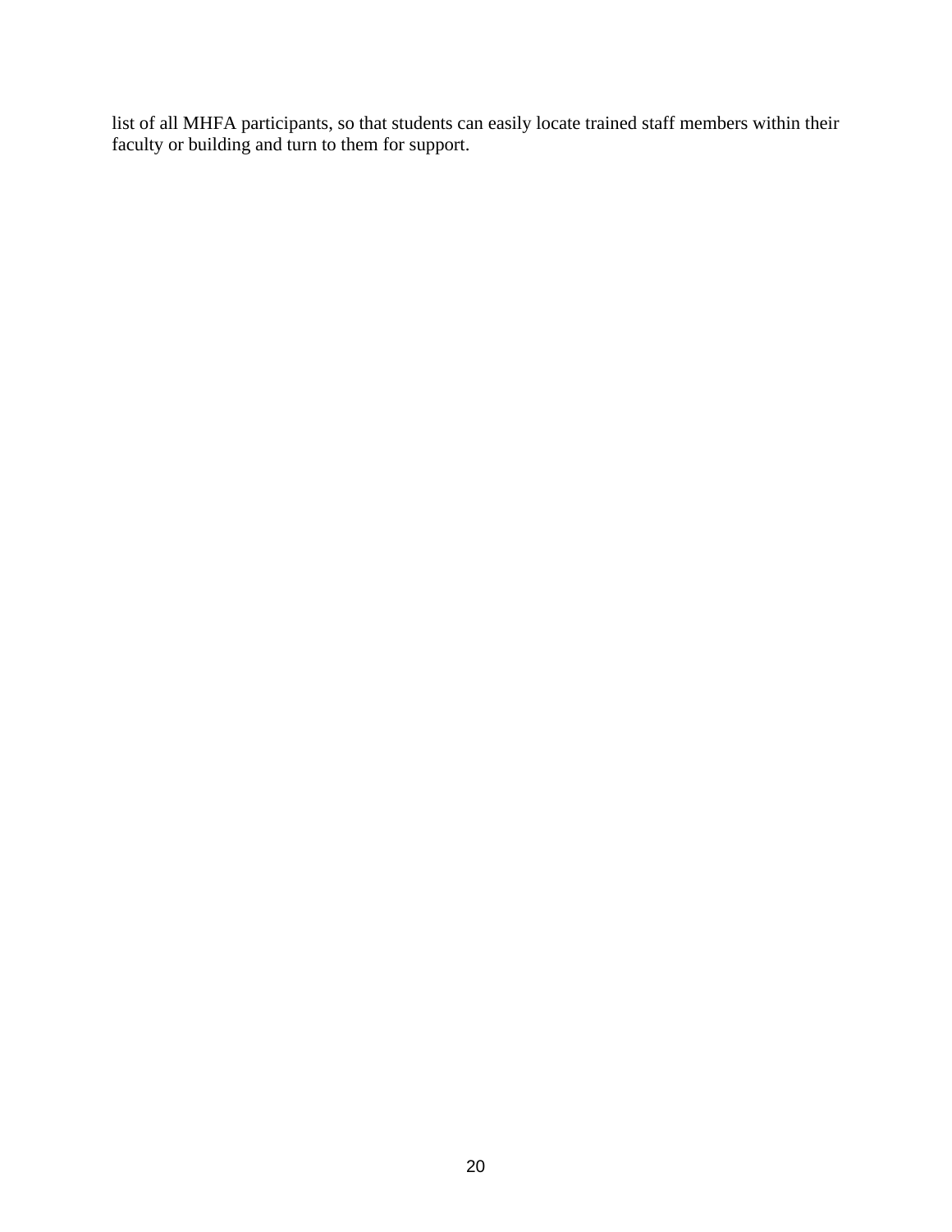list of all MHFA participants, so that students can easily locate trained staff members within their faculty or building and turn to them for support.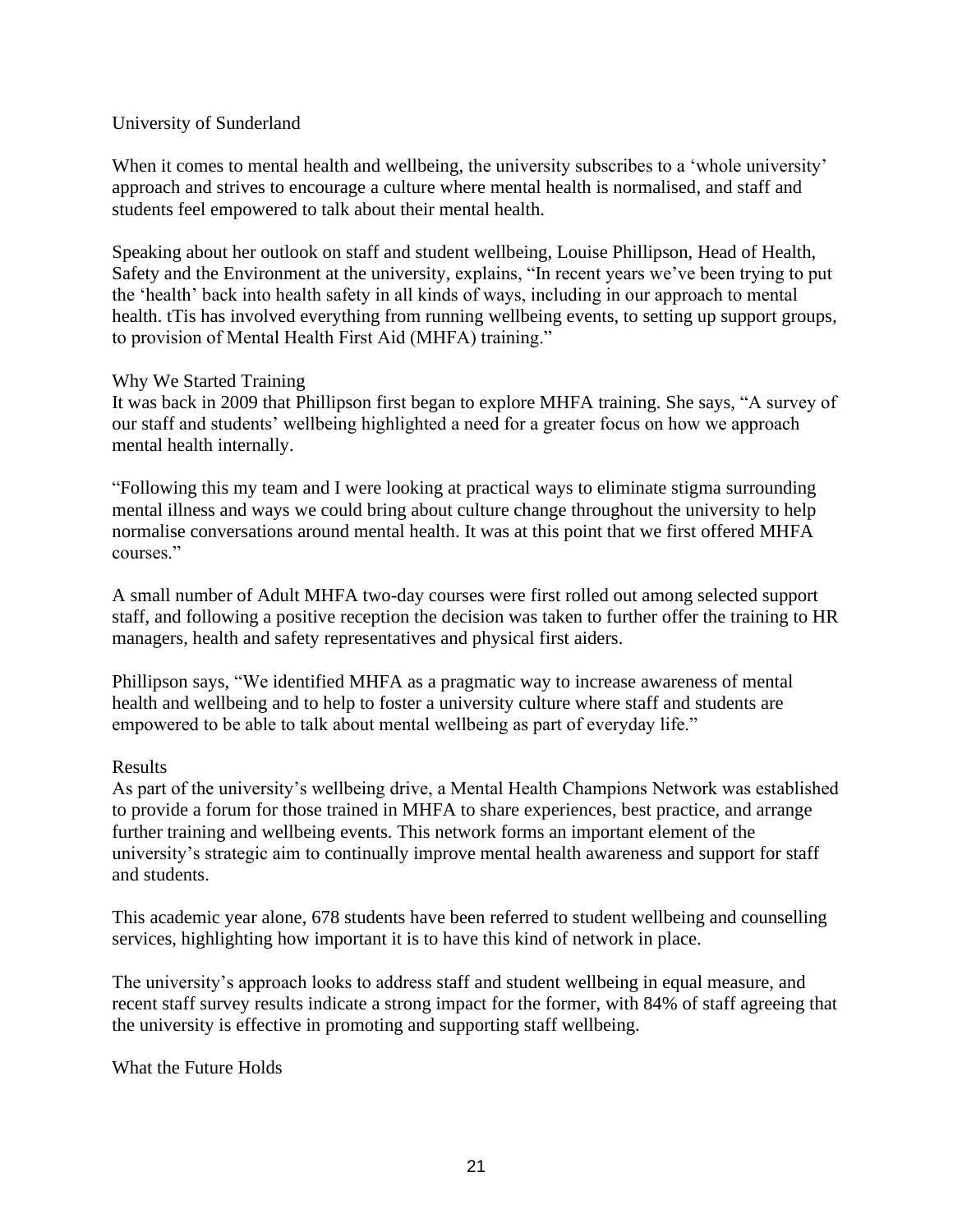University of Sunderland

When it comes to mental health and wellbeing, the university subscribes to a 'whole university' approach and strives to encourage a culture where mental health is normalised, and staff and students feel empowered to talk about their mental health.

Speaking about her outlook on staff and student wellbeing, Louise Phillipson, Head of Health, Safety and the Environment at the university, explains, "In recent years we've been trying to put the 'health' back into health safety in all kinds of ways, including in our approach to mental health. tTis has involved everything from running wellbeing events, to setting up support groups, to provision of Mental Health First Aid (MHFA) training."

Why We Started Training

It was back in 2009 that Phillipson first began to explore MHFA training. She says, "A survey of our staff and students' wellbeing highlighted a need for a greater focus on how we approach mental health internally.

"Following this my team and I were looking at practical ways to eliminate stigma surrounding mental illness and ways we could bring about culture change throughout the university to help normalise conversations around mental health. It was at this point that we first offered MHFA courses."

A small number of Adult MHFA two-day courses were first rolled out among selected support staff, and following a positive reception the decision was taken to further offer the training to HR managers, health and safety representatives and physical first aiders.

Phillipson says, "We identified MHFA as a pragmatic way to increase awareness of mental health and wellbeing and to help to foster a university culture where staff and students are empowered to be able to talk about mental wellbeing as part of everyday life."

Results

As part of the university's wellbeing drive, a Mental Health Champions Network was established to provide a forum for those trained in MHFA to share experiences, best practice, and arrange further training and wellbeing events. This network forms an important element of the university's strategic aim to continually improve mental health awareness and support for staff and students.

This academic year alone, 678 students have been referred to student wellbeing and counselling services, highlighting how important it is to have this kind of network in place.

The university's approach looks to address staff and student wellbeing in equal measure, and recent staff survey results indicate a strong impact for the former, with 84% of staff agreeing that the university is effective in promoting and supporting staff wellbeing.

What the Future Holds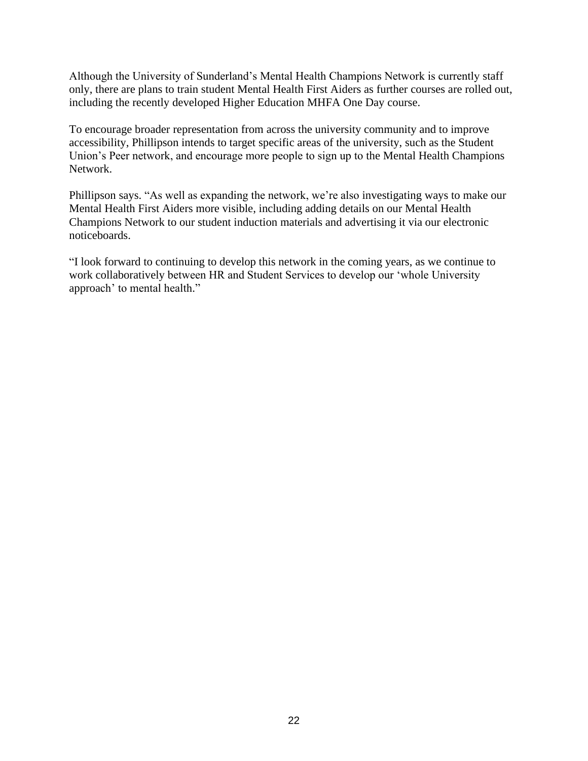Although the University of Sunderland's Mental Health Champions Network is currently staff only, there are plans to train student Mental Health First Aiders as further courses are rolled out, including the recently developed Higher Education MHFA One Day course.

To encourage broader representation from across the university community and to improve accessibility, Phillipson intends to target specific areas of the university, such as the Student Union's Peer network, and encourage more people to sign up to the Mental Health Champions Network.

Phillipson says. "As well as expanding the network, we're also investigating ways to make our Mental Health First Aiders more visible, including adding details on our Mental Health Champions Network to our student induction materials and advertising it via our electronic noticeboards.

"I look forward to continuing to develop this network in the coming years, as we continue to work collaboratively between HR and Student Services to develop our 'whole University approach' to mental health."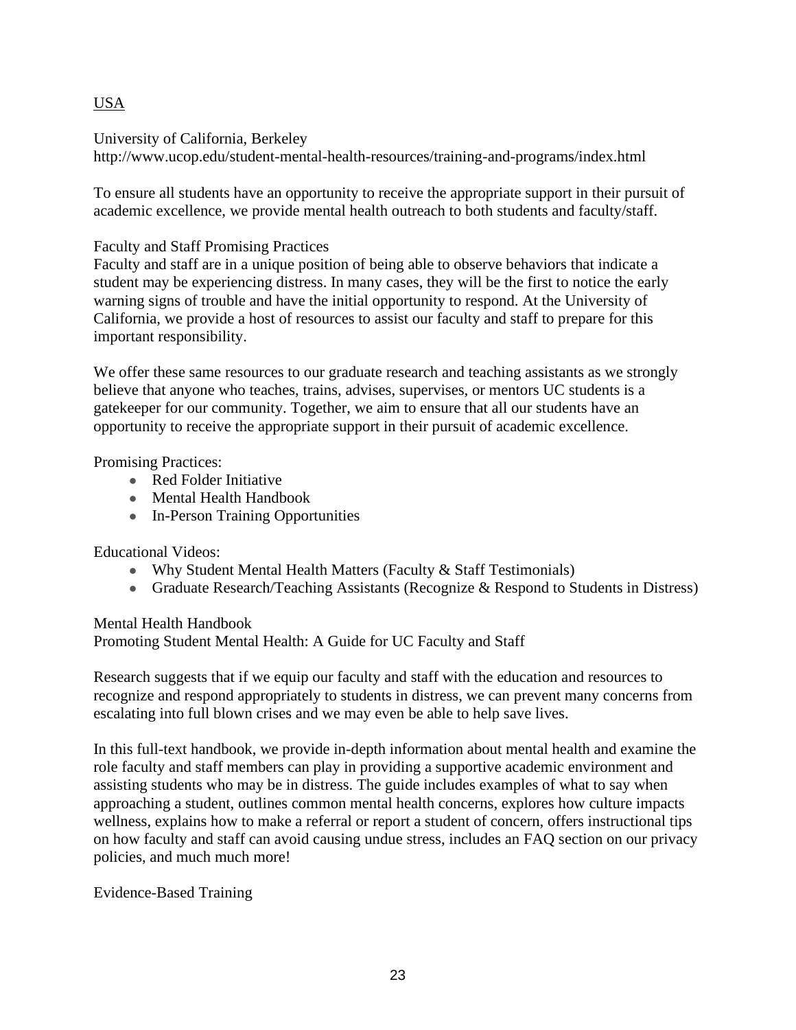## USA

University of California, Berkeley
http://www.ucop.edu/student-mental-health-resources/training-and-programs/index.html

To ensure all students have an opportunity to receive the appropriate support in their pursuit of academic excellence, we provide mental health outreach to both students and faculty/staff.

Faculty and Staff Promising Practices
Faculty and staff are in a unique position of being able to observe behaviors that indicate a student may be experiencing distress. In many cases, they will be the first to notice the early warning signs of trouble and have the initial opportunity to respond. At the University of California, we provide a host of resources to assist our faculty and staff to prepare for this important responsibility.

We offer these same resources to our graduate research and teaching assistants as we strongly believe that anyone who teaches, trains, advises, supervises, or mentors UC students is a gatekeeper for our community. Together, we aim to ensure that all our students have an opportunity to receive the appropriate support in their pursuit of academic excellence.

Promising Practices:

- Red Folder Initiative
- Mental Health Handbook
- In-Person Training Opportunities

Educational Videos:

- Why Student Mental Health Matters (Faculty & Staff Testimonials)
- Graduate Research/Teaching Assistants (Recognize & Respond to Students in Distress)

Mental Health Handbook
Promoting Student Mental Health: A Guide for UC Faculty and Staff

Research suggests that if we equip our faculty and staff with the education and resources to recognize and respond appropriately to students in distress, we can prevent many concerns from escalating into full blown crises and we may even be able to help save lives.

In this full-text handbook, we provide in-depth information about mental health and examine the role faculty and staff members can play in providing a supportive academic environment and assisting students who may be in distress. The guide includes examples of what to say when approaching a student, outlines common mental health concerns, explores how culture impacts wellness, explains how to make a referral or report a student of concern, offers instructional tips on how faculty and staff can avoid causing undue stress, includes an FAQ section on our privacy policies, and much much more!

Evidence-Based Training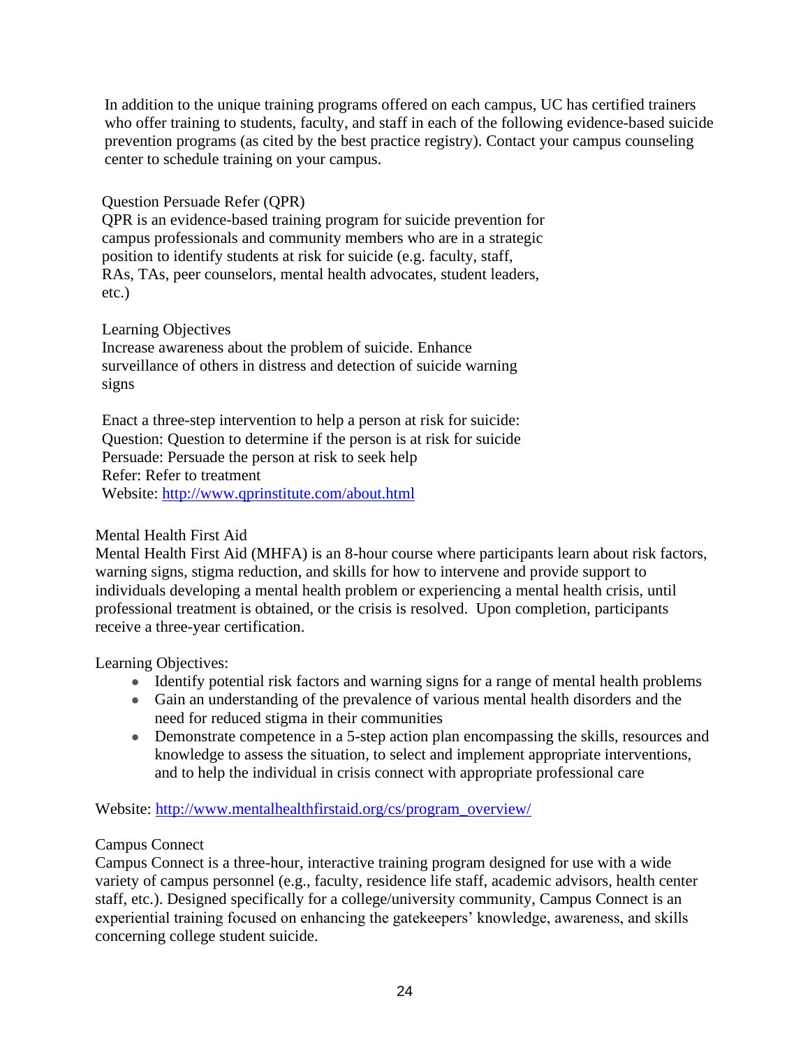In addition to the unique training programs offered on each campus, UC has certified trainers who offer training to students, faculty, and staff in each of the following evidence-based suicide prevention programs (as cited by the best practice registry). Contact your campus counseling center to schedule training on your campus.

### Question Persuade Refer (QPR)

QPR is an evidence-based training program for suicide prevention for campus professionals and community members who are in a strategic position to identify students at risk for suicide (e.g. faculty, staff, RAs, TAs, peer counselors, mental health advocates, student leaders, etc.)

Learning Objectives

Increase awareness about the problem of suicide. Enhance surveillance of others in distress and detection of suicide warning signs

Enact a three-step intervention to help a person at risk for suicide:
Question: Question to determine if the person is at risk for suicide
Persuade: Persuade the person at risk to seek help
Refer: Refer to treatment
Website: http://www.qprinstitute.com/about.html

### Mental Health First Aid

Mental Health First Aid (MHFA) is an 8-hour course where participants learn about risk factors, warning signs, stigma reduction, and skills for how to intervene and provide support to individuals developing a mental health problem or experiencing a mental health crisis, until professional treatment is obtained, or the crisis is resolved. Upon completion, participants receive a three-year certification.

Learning Objectives:

- Identify potential risk factors and warning signs for a range of mental health problems
- Gain an understanding of the prevalence of various mental health disorders and the need for reduced stigma in their communities
- Demonstrate competence in a 5-step action plan encompassing the skills, resources and knowledge to assess the situation, to select and implement appropriate interventions, and to help the individual in crisis connect with appropriate professional care

Website: http://www.mentalhealthfirstaid.org/cs/program_overview/

### Campus Connect

Campus Connect is a three-hour, interactive training program designed for use with a wide variety of campus personnel (e.g., faculty, residence life staff, academic advisors, health center staff, etc.). Designed specifically for a college/university community, Campus Connect is an experiential training focused on enhancing the gatekeepers' knowledge, awareness, and skills concerning college student suicide.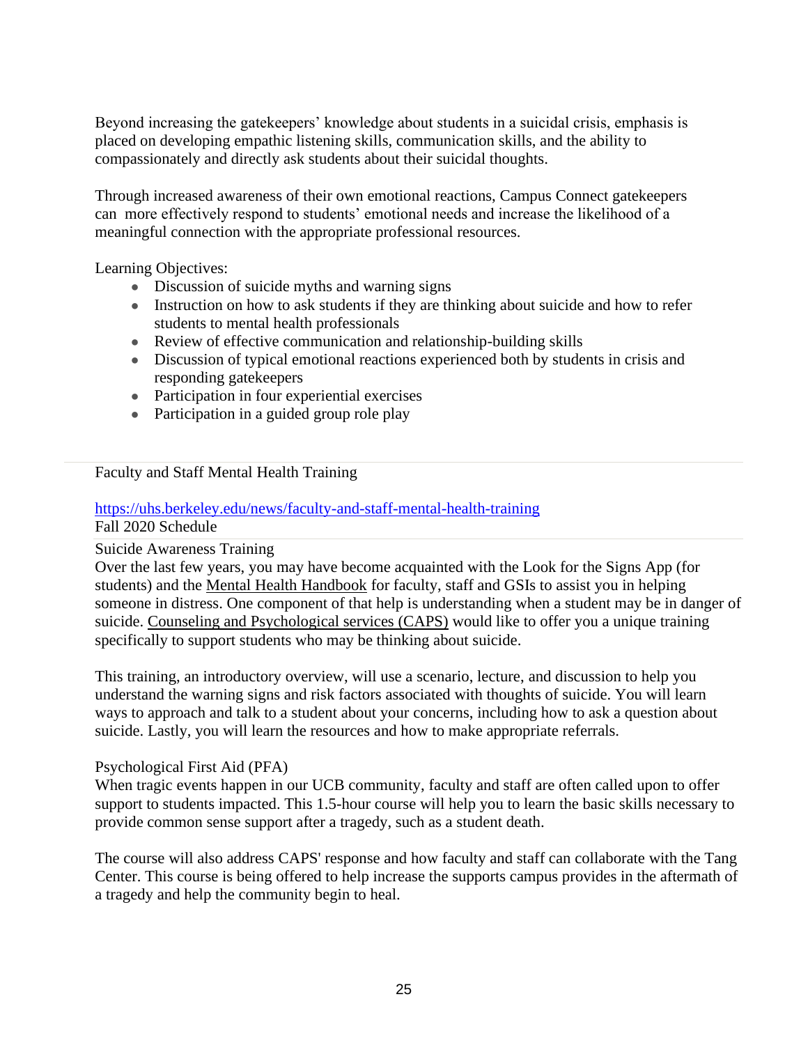Beyond increasing the gatekeepers' knowledge about students in a suicidal crisis, emphasis is placed on developing empathic listening skills, communication skills, and the ability to compassionately and directly ask students about their suicidal thoughts.

Through increased awareness of their own emotional reactions, Campus Connect gatekeepers can more effectively respond to students' emotional needs and increase the likelihood of a meaningful connection with the appropriate professional resources.

Learning Objectives:

- Discussion of suicide myths and warning signs
- Instruction on how to ask students if they are thinking about suicide and how to refer students to mental health professionals
- Review of effective communication and relationship-building skills
- Discussion of typical emotional reactions experienced both by students in crisis and responding gatekeepers
- Participation in four experiential exercises
- Participation in a guided group role play

---

Faculty and Staff Mental Health Training

https://uhs.berkeley.edu/news/faculty-and-staff-mental-health-training

Fall 2020 Schedule

---

Suicide Awareness Training

Over the last few years, you may have become acquainted with the Look for the Signs App (for students) and the Mental Health Handbook for faculty, staff and GSIs to assist you in helping someone in distress. One component of that help is understanding when a student may be in danger of suicide. Counseling and Psychological services (CAPS) would like to offer you a unique training specifically to support students who may be thinking about suicide.

This training, an introductory overview, will use a scenario, lecture, and discussion to help you understand the warning signs and risk factors associated with thoughts of suicide. You will learn ways to approach and talk to a student about your concerns, including how to ask a question about suicide. Lastly, you will learn the resources and how to make appropriate referrals.

Psychological First Aid (PFA)

When tragic events happen in our UCB community, faculty and staff are often called upon to offer support to students impacted. This 1.5-hour course will help you to learn the basic skills necessary to provide common sense support after a tragedy, such as a student death.

The course will also address CAPS' response and how faculty and staff can collaborate with the Tang Center. This course is being offered to help increase the supports campus provides in the aftermath of a tragedy and help the community begin to heal.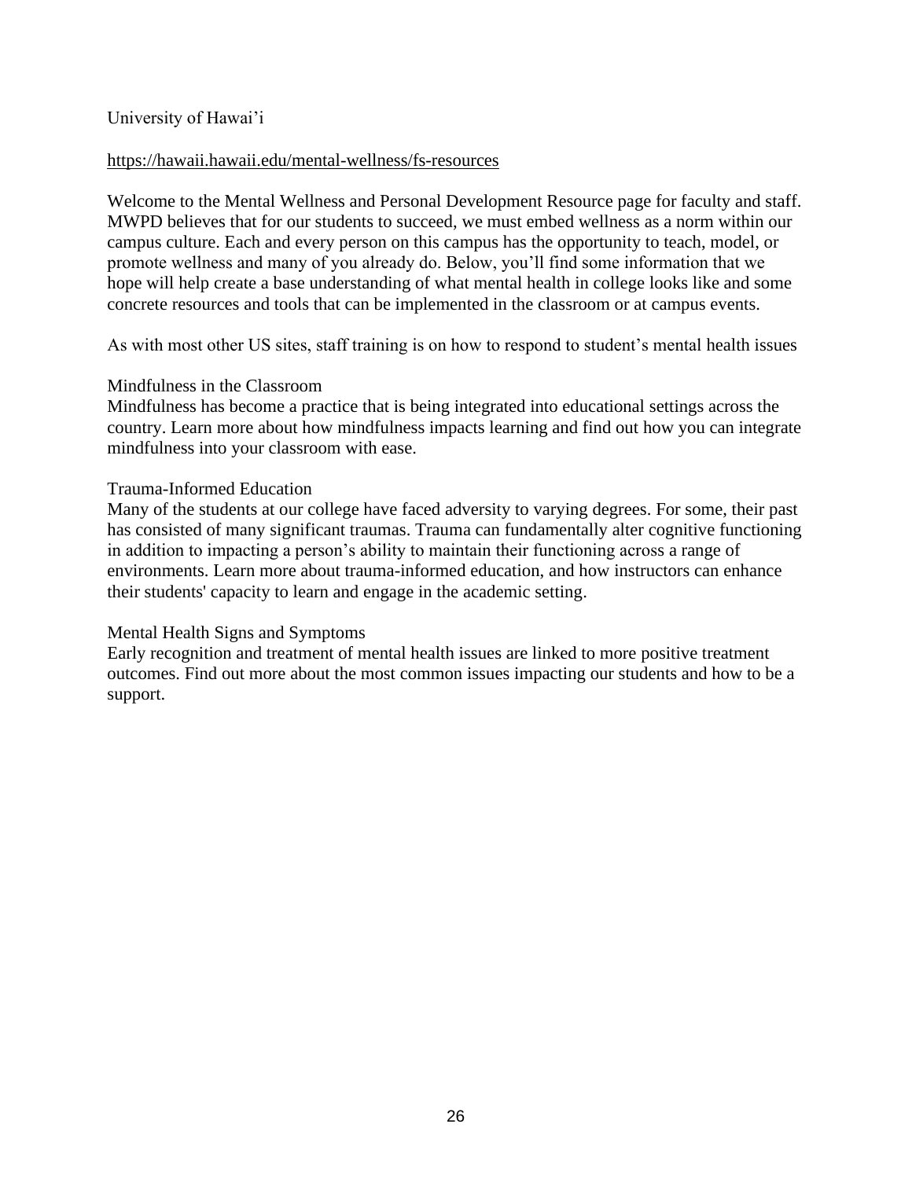University of Hawai'i

https://hawaii.hawaii.edu/mental-wellness/fs-resources

Welcome to the Mental Wellness and Personal Development Resource page for faculty and staff. MWPD believes that for our students to succeed, we must embed wellness as a norm within our campus culture. Each and every person on this campus has the opportunity to teach, model, or promote wellness and many of you already do. Below, you'll find some information that we hope will help create a base understanding of what mental health in college looks like and some concrete resources and tools that can be implemented in the classroom or at campus events.

As with most other US sites, staff training is on how to respond to student's mental health issues

Mindfulness in the Classroom
Mindfulness has become a practice that is being integrated into educational settings across the country. Learn more about how mindfulness impacts learning and find out how you can integrate mindfulness into your classroom with ease.

Trauma-Informed Education
Many of the students at our college have faced adversity to varying degrees. For some, their past has consisted of many significant traumas. Trauma can fundamentally alter cognitive functioning in addition to impacting a person's ability to maintain their functioning across a range of environments. Learn more about trauma-informed education, and how instructors can enhance their students' capacity to learn and engage in the academic setting.

Mental Health Signs and Symptoms
Early recognition and treatment of mental health issues are linked to more positive treatment outcomes. Find out more about the most common issues impacting our students and how to be a support.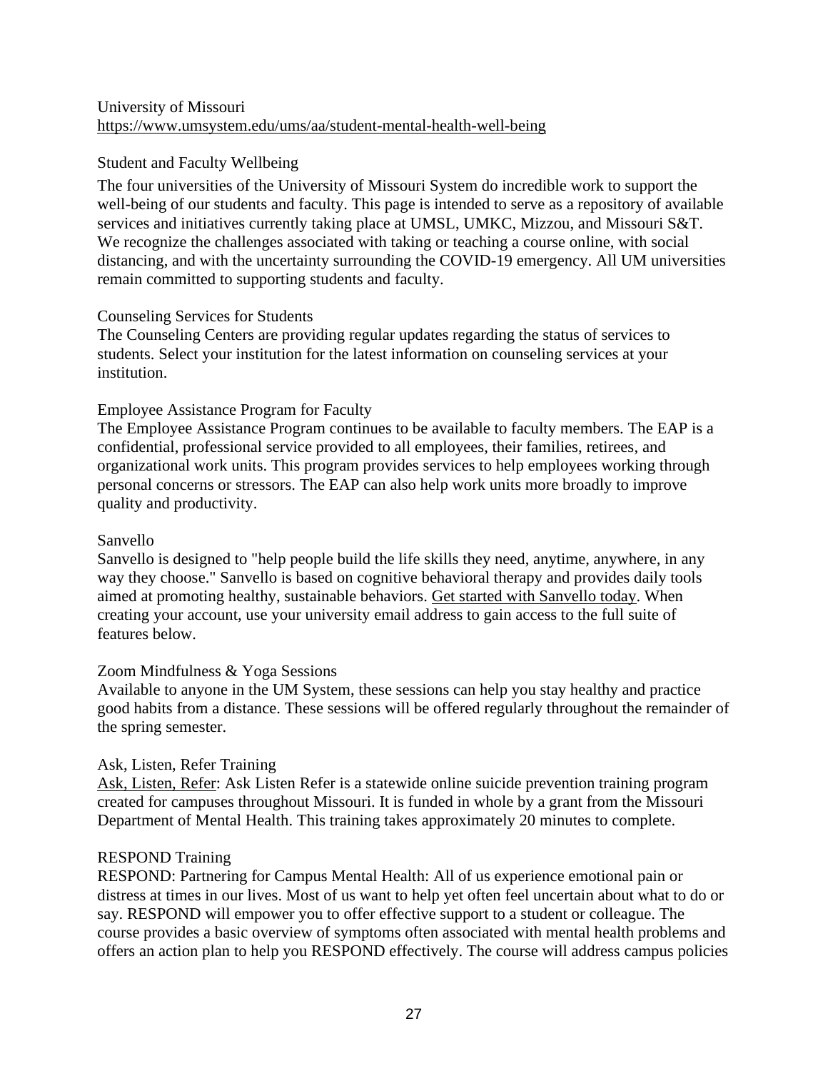University of Missouri
https://www.umsystem.edu/ums/aa/student-mental-health-well-being

### Student and Faculty Wellbeing

The four universities of the University of Missouri System do incredible work to support the well-being of our students and faculty. This page is intended to serve as a repository of available services and initiatives currently taking place at UMSL, UMKC, Mizzou, and Missouri S&T. We recognize the challenges associated with taking or teaching a course online, with social distancing, and with the uncertainty surrounding the COVID-19 emergency. All UM universities remain committed to supporting students and faculty.

### Counseling Services for Students

The Counseling Centers are providing regular updates regarding the status of services to students. Select your institution for the latest information on counseling services at your institution.

### Employee Assistance Program for Faculty

The Employee Assistance Program continues to be available to faculty members. The EAP is a confidential, professional service provided to all employees, their families, retirees, and organizational work units. This program provides services to help employees working through personal concerns or stressors. The EAP can also help work units more broadly to improve quality and productivity.

### Sanvello

Sanvello is designed to "help people build the life skills they need, anytime, anywhere, in any way they choose." Sanvello is based on cognitive behavioral therapy and provides daily tools aimed at promoting healthy, sustainable behaviors. Get started with Sanvello today. When creating your account, use your university email address to gain access to the full suite of features below.

### Zoom Mindfulness & Yoga Sessions

Available to anyone in the UM System, these sessions can help you stay healthy and practice good habits from a distance. These sessions will be offered regularly throughout the remainder of the spring semester.

### Ask, Listen, Refer Training

Ask, Listen, Refer: Ask Listen Refer is a statewide online suicide prevention training program created for campuses throughout Missouri. It is funded in whole by a grant from the Missouri Department of Mental Health. This training takes approximately 20 minutes to complete.

### RESPOND Training

RESPOND: Partnering for Campus Mental Health: All of us experience emotional pain or distress at times in our lives. Most of us want to help yet often feel uncertain about what to do or say. RESPOND will empower you to offer effective support to a student or colleague. The course provides a basic overview of symptoms often associated with mental health problems and offers an action plan to help you RESPOND effectively. The course will address campus policies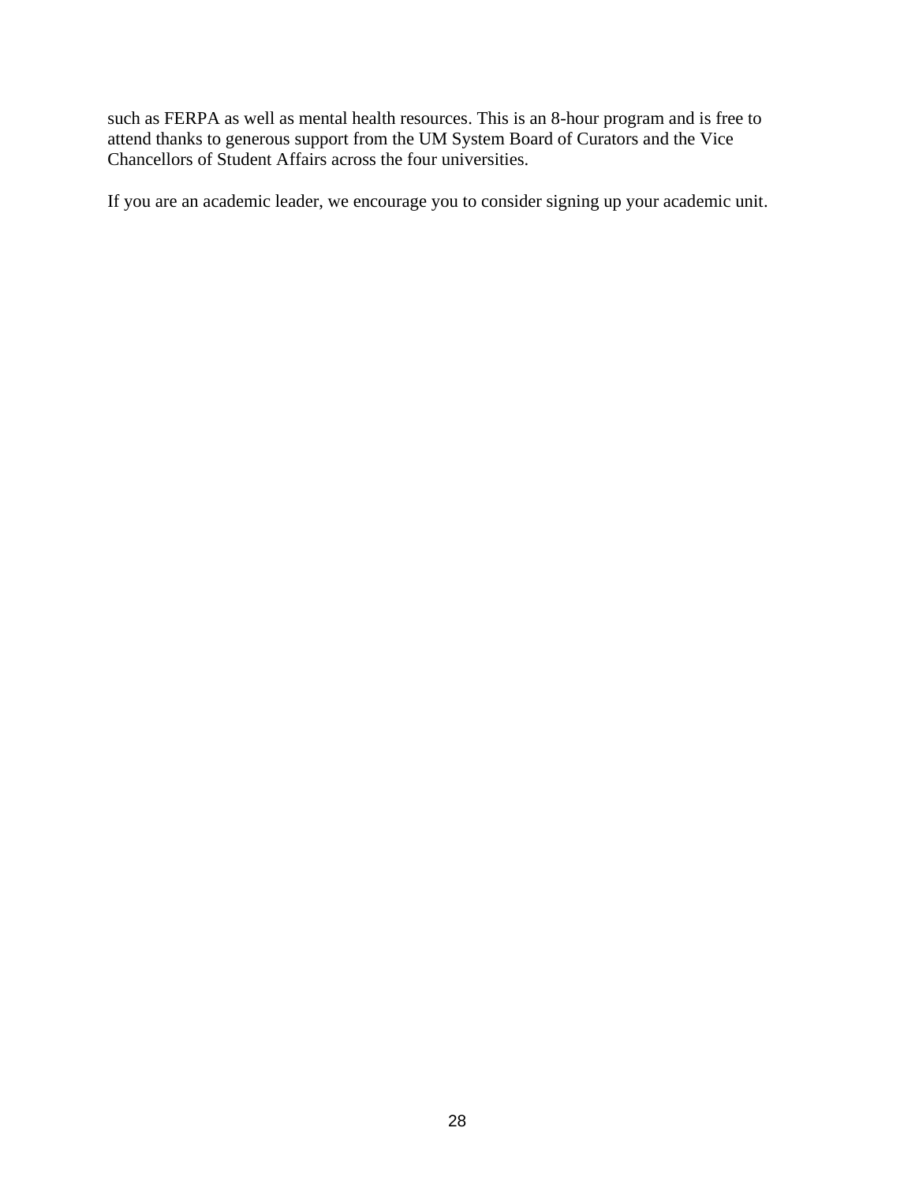such as FERPA as well as mental health resources. This is an 8-hour program and is free to attend thanks to generous support from the UM System Board of Curators and the Vice Chancellors of Student Affairs across the four universities.

If you are an academic leader, we encourage you to consider signing up your academic unit.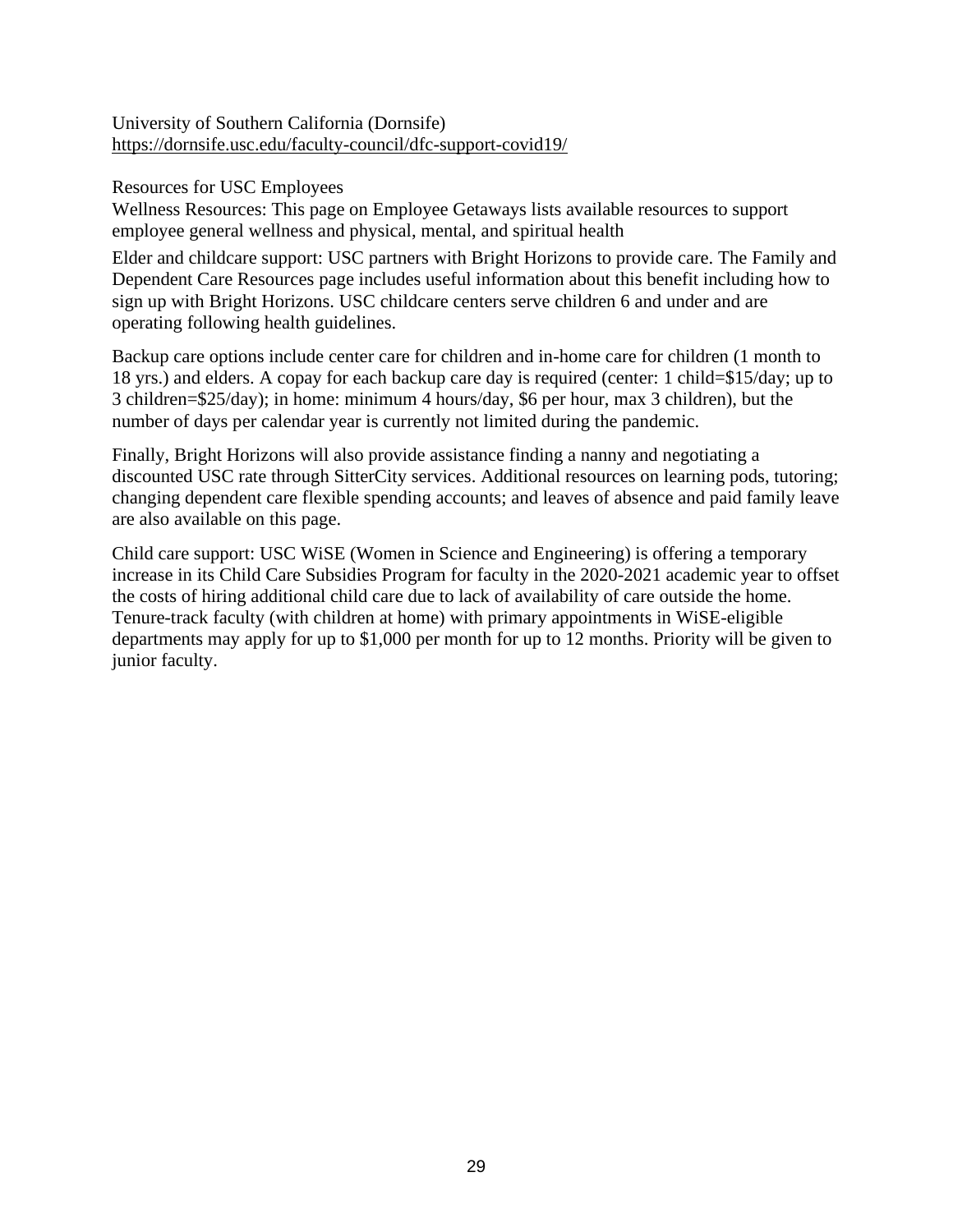University of Southern California (Dornsife)
https://dornsife.usc.edu/faculty-council/dfc-support-covid19/

Resources for USC Employees
Wellness Resources: This page on Employee Getaways lists available resources to support employee general wellness and physical, mental, and spiritual health

Elder and childcare support: USC partners with Bright Horizons to provide care. The Family and Dependent Care Resources page includes useful information about this benefit including how to sign up with Bright Horizons. USC childcare centers serve children 6 and under and are operating following health guidelines.

Backup care options include center care for children and in-home care for children (1 month to 18 yrs.) and elders. A copay for each backup care day is required (center: 1 child=$15/day; up to 3 children=$25/day); in home: minimum 4 hours/day, $6 per hour, max 3 children), but the number of days per calendar year is currently not limited during the pandemic.

Finally, Bright Horizons will also provide assistance finding a nanny and negotiating a discounted USC rate through SitterCity services. Additional resources on learning pods, tutoring; changing dependent care flexible spending accounts; and leaves of absence and paid family leave are also available on this page.

Child care support: USC WiSE (Women in Science and Engineering) is offering a temporary increase in its Child Care Subsidies Program for faculty in the 2020-2021 academic year to offset the costs of hiring additional child care due to lack of availability of care outside the home. Tenure-track faculty (with children at home) with primary appointments in WiSE-eligible departments may apply for up to $1,000 per month for up to 12 months. Priority will be given to junior faculty.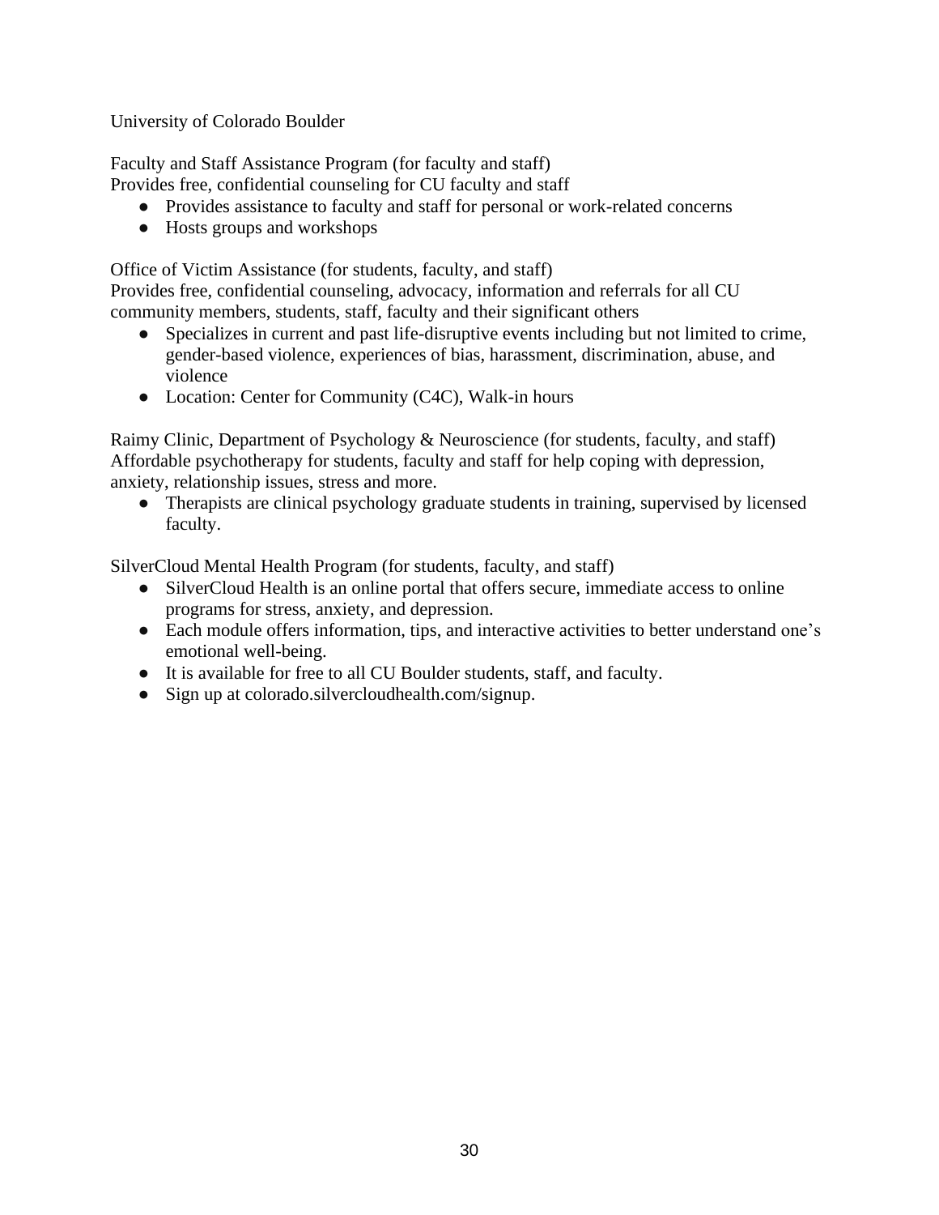University of Colorado Boulder

Faculty and Staff Assistance Program (for faculty and staff)
Provides free, confidential counseling for CU faculty and staff

- Provides assistance to faculty and staff for personal or work-related concerns
- Hosts groups and workshops

Office of Victim Assistance (for students, faculty, and staff)
Provides free, confidential counseling, advocacy, information and referrals for all CU community members, students, staff, faculty and their significant others

- Specializes in current and past life-disruptive events including but not limited to crime, gender-based violence, experiences of bias, harassment, discrimination, abuse, and violence
- Location: Center for Community (C4C), Walk-in hours

Raimy Clinic, Department of Psychology & Neuroscience (for students, faculty, and staff)
Affordable psychotherapy for students, faculty and staff for help coping with depression, anxiety, relationship issues, stress and more.

- Therapists are clinical psychology graduate students in training, supervised by licensed faculty.

SilverCloud Mental Health Program (for students, faculty, and staff)

- SilverCloud Health is an online portal that offers secure, immediate access to online programs for stress, anxiety, and depression.
- Each module offers information, tips, and interactive activities to better understand one's emotional well-being.
- It is available for free to all CU Boulder students, staff, and faculty.
- Sign up at colorado.silvercloudhealth.com/signup.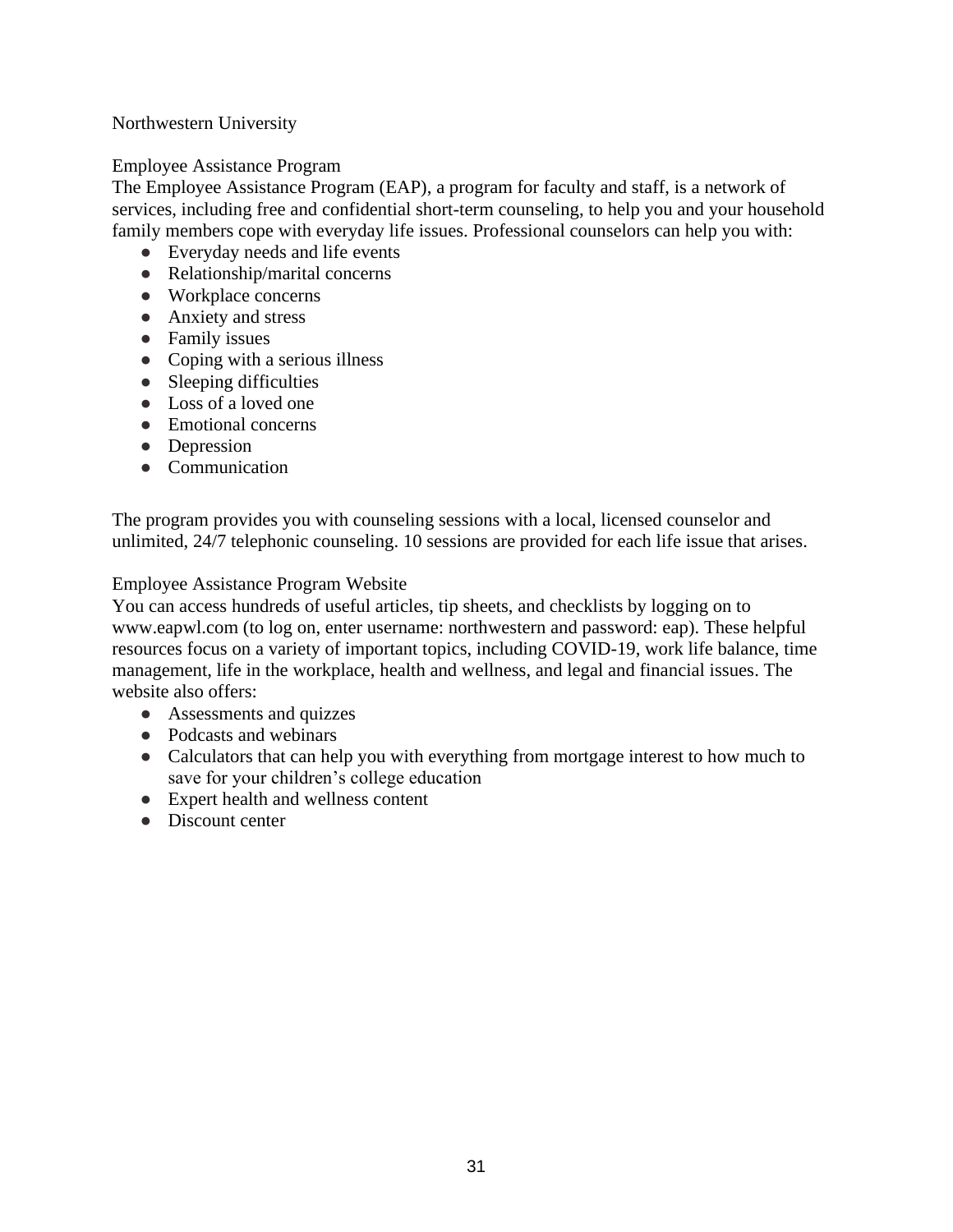Northwestern University

## Employee Assistance Program

The Employee Assistance Program (EAP), a program for faculty and staff, is a network of services, including free and confidential short-term counseling, to help you and your household family members cope with everyday life issues. Professional counselors can help you with:

- Everyday needs and life events
- Relationship/marital concerns
- Workplace concerns
- Anxiety and stress
- Family issues
- Coping with a serious illness
- Sleeping difficulties
- Loss of a loved one
- Emotional concerns
- Depression
- Communication

The program provides you with counseling sessions with a local, licensed counselor and unlimited, 24/7 telephonic counseling. 10 sessions are provided for each life issue that arises.

## Employee Assistance Program Website

You can access hundreds of useful articles, tip sheets, and checklists by logging on to www.eapwl.com (to log on, enter username: northwestern and password: eap). These helpful resources focus on a variety of important topics, including COVID-19, work life balance, time management, life in the workplace, health and wellness, and legal and financial issues. The website also offers:

- Assessments and quizzes
- Podcasts and webinars
- Calculators that can help you with everything from mortgage interest to how much to save for your children's college education
- Expert health and wellness content
- Discount center